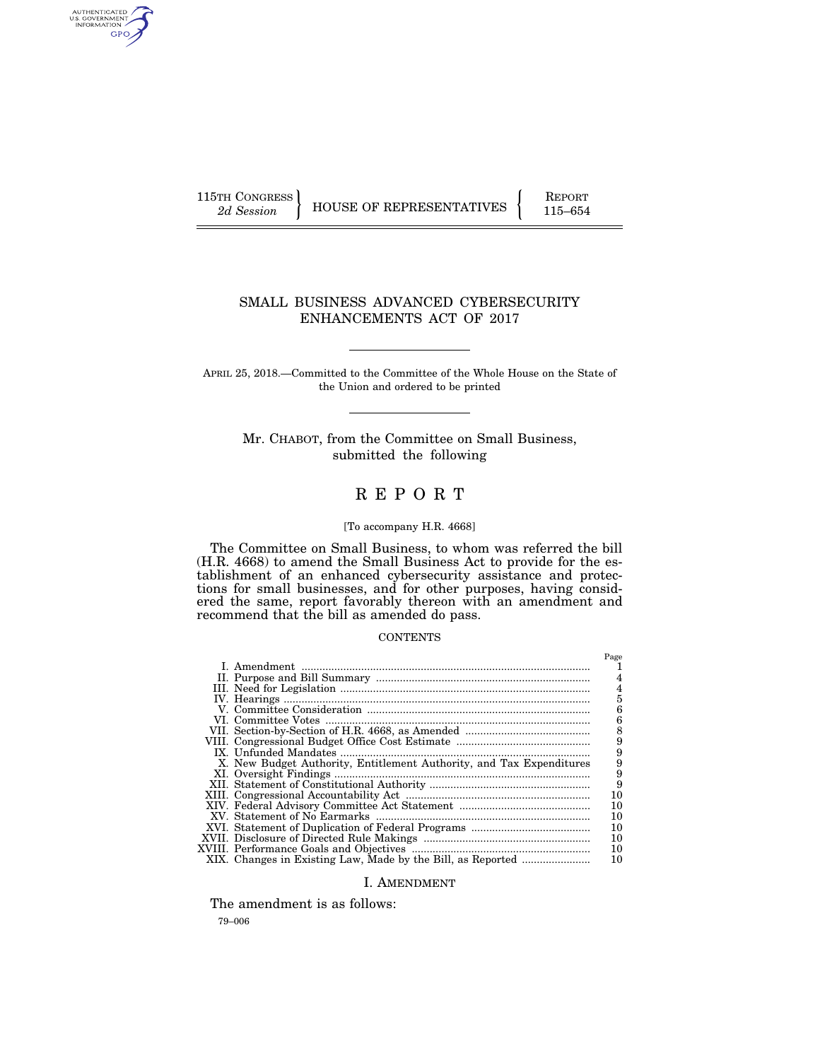115TH CONGRESS
2d Session

HOUSE OF REPRESENTATIVES

REPORT
115–654

# SMALL BUSINESS ADVANCED CYBERSECURITY ENHANCEMENTS ACT OF 2017

APRIL 25, 2018.—Committed to the Committee of the Whole House on the State of the Union and ordered to be printed

Mr. CHABOT, from the Committee on Small Business, submitted the following

# R E P O R T

[To accompany H.R. 4668]

The Committee on Small Business, to whom was referred the bill (H.R. 4668) to amend the Small Business Act to provide for the establishment of an enhanced cybersecurity assistance and protections for small businesses, and for other purposes, having considered the same, report favorably thereon with an amendment and recommend that the bill as amended do pass.

CONTENTS

| | Page |
|---|---|
| I. Amendment | 1 |
| II. Purpose and Bill Summary | 4 |
| III. Need for Legislation | 4 |
| IV. Hearings | 5 |
| V. Committee Consideration | 6 |
| VI. Committee Votes | 6 |
| VII. Section-by-Section of H.R. 4668, as Amended | 8 |
| VIII. Congressional Budget Office Cost Estimate | 9 |
| IX. Unfunded Mandates | 9 |
| X. New Budget Authority, Entitlement Authority, and Tax Expenditures | 9 |
| XI. Oversight Findings | 9 |
| XII. Statement of Constitutional Authority | 9 |
| XIII. Congressional Accountability Act | 10 |
| XIV. Federal Advisory Committee Act Statement | 10 |
| XV. Statement of No Earmarks | 10 |
| XVI. Statement of Duplication of Federal Programs | 10 |
| XVII. Disclosure of Directed Rule Makings | 10 |
| XVIII. Performance Goals and Objectives | 10 |
| XIX. Changes in Existing Law, Made by the Bill, as Reported | 10 |

## I. AMENDMENT

The amendment is as follows:

79–006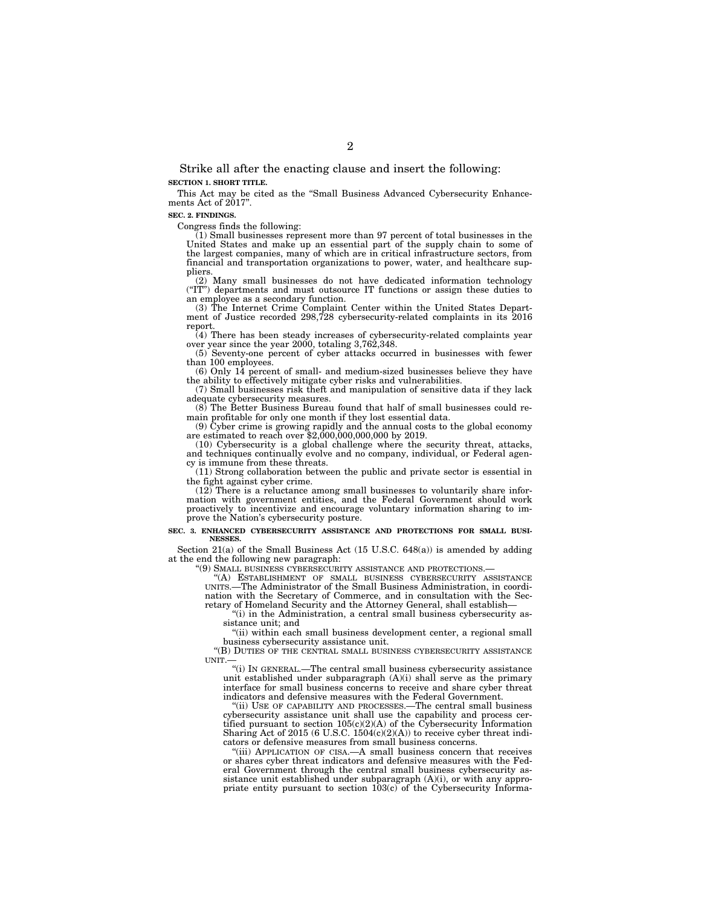Strike all after the enacting clause and insert the following:

**SECTION 1. SHORT TITLE.**

This Act may be cited as the "Small Business Advanced Cybersecurity Enhancements Act of 2017".

**SEC. 2. FINDINGS.**

Congress finds the following:

(1) Small businesses represent more than 97 percent of total businesses in the United States and make up an essential part of the supply chain to some of the largest companies, many of which are in critical infrastructure sectors, from financial and transportation organizations to power, water, and healthcare suppliers.

(2) Many small businesses do not have dedicated information technology ("IT") departments and must outsource IT functions or assign these duties to an employee as a secondary function.

(3) The Internet Crime Complaint Center within the United States Department of Justice recorded 298,728 cybersecurity-related complaints in its 2016 report.

(4) There has been steady increases of cybersecurity-related complaints year over year since the year 2000, totaling 3,762,348.

(5) Seventy-one percent of cyber attacks occurred in businesses with fewer than 100 employees.

(6) Only 14 percent of small- and medium-sized businesses believe they have the ability to effectively mitigate cyber risks and vulnerabilities.

(7) Small businesses risk theft and manipulation of sensitive data if they lack adequate cybersecurity measures.

(8) The Better Business Bureau found that half of small businesses could remain profitable for only one month if they lost essential data.

(9) Cyber crime is growing rapidly and the annual costs to the global economy are estimated to reach over $2,000,000,000,000 by 2019.

(10) Cybersecurity is a global challenge where the security threat, attacks, and techniques continually evolve and no company, individual, or Federal agency is immune from these threats.

(11) Strong collaboration between the public and private sector is essential in the fight against cyber crime.

(12) There is a reluctance among small businesses to voluntarily share information with government entities, and the Federal Government should work proactively to incentivize and encourage voluntary information sharing to improve the Nation's cybersecurity posture.

**SEC. 3. ENHANCED CYBERSECURITY ASSISTANCE AND PROTECTIONS FOR SMALL BUSINESSES.**

Section 21(a) of the Small Business Act (15 U.S.C. 648(a)) is amended by adding at the end the following new paragraph:

"(9) SMALL BUSINESS CYBERSECURITY ASSISTANCE AND PROTECTIONS.—

"(A) ESTABLISHMENT OF SMALL BUSINESS CYBERSECURITY ASSISTANCE UNITS.—The Administrator of the Small Business Administration, in coordination with the Secretary of Commerce, and in consultation with the Secretary of Homeland Security and the Attorney General, shall establish—

"(i) in the Administration, a central small business cybersecurity assistance unit; and

"(ii) within each small business development center, a regional small business cybersecurity assistance unit.

"(B) DUTIES OF THE CENTRAL SMALL BUSINESS CYBERSECURITY ASSISTANCE UNIT.—

"(i) IN GENERAL.—The central small business cybersecurity assistance unit established under subparagraph (A)(i) shall serve as the primary interface for small business concerns to receive and share cyber threat indicators and defensive measures with the Federal Government.

"(ii) USE OF CAPABILITY AND PROCESSES.—The central small business cybersecurity assistance unit shall use the capability and process certified pursuant to section 105(c)(2)(A) of the Cybersecurity Information Sharing Act of 2015 (6 U.S.C. 1504(c)(2)(A)) to receive cyber threat indicators or defensive measures from small business concerns.

"(iii) APPLICATION OF CISA.—A small business concern that receives or shares cyber threat indicators and defensive measures with the Federal Government through the central small business cybersecurity assistance unit established under subparagraph (A)(i), or with any appropriate entity pursuant to section 103(c) of the Cybersecurity Informa-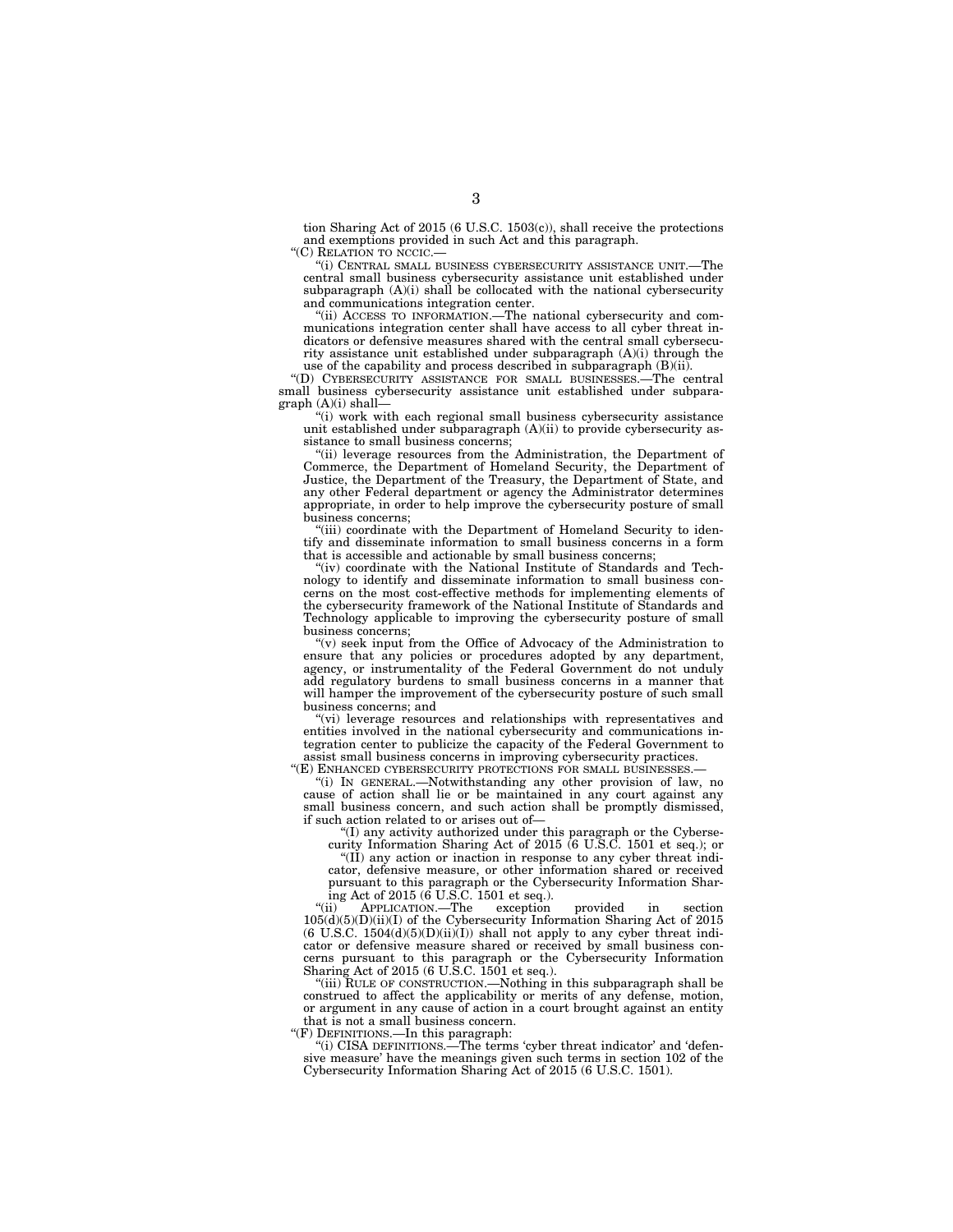tion Sharing Act of 2015 (6 U.S.C. 1503(c)), shall receive the protections and exemptions provided in such Act and this paragraph.

"(C) RELATION TO NCCIC.—

"(i) CENTRAL SMALL BUSINESS CYBERSECURITY ASSISTANCE UNIT.—The central small business cybersecurity assistance unit established under subparagraph (A)(i) shall be collocated with the national cybersecurity and communications integration center.

"(ii) ACCESS TO INFORMATION.—The national cybersecurity and communications integration center shall have access to all cyber threat indicators or defensive measures shared with the central small cybersecurity assistance unit established under subparagraph (A)(i) through the use of the capability and process described in subparagraph (B)(ii).

"(D) CYBERSECURITY ASSISTANCE FOR SMALL BUSINESSES.—The central small business cybersecurity assistance unit established under subparagraph (A)(i) shall—

"(i) work with each regional small business cybersecurity assistance unit established under subparagraph (A)(ii) to provide cybersecurity assistance to small business concerns;

"(ii) leverage resources from the Administration, the Department of Commerce, the Department of Homeland Security, the Department of Justice, the Department of the Treasury, the Department of State, and any other Federal department or agency the Administrator determines appropriate, in order to help improve the cybersecurity posture of small business concerns;

"(iii) coordinate with the Department of Homeland Security to identify and disseminate information to small business concerns in a form that is accessible and actionable by small business concerns;

"(iv) coordinate with the National Institute of Standards and Technology to identify and disseminate information to small business concerns on the most cost-effective methods for implementing elements of the cybersecurity framework of the National Institute of Standards and Technology applicable to improving the cybersecurity posture of small business concerns;

"(v) seek input from the Office of Advocacy of the Administration to ensure that any policies or procedures adopted by any department, agency, or instrumentality of the Federal Government do not unduly add regulatory burdens to small business concerns in a manner that will hamper the improvement of the cybersecurity posture of such small business concerns; and

"(vi) leverage resources and relationships with representatives and entities involved in the national cybersecurity and communications integration center to publicize the capacity of the Federal Government to assist small business concerns in improving cybersecurity practices.

"(E) ENHANCED CYBERSECURITY PROTECTIONS FOR SMALL BUSINESSES.—

"(i) IN GENERAL.—Notwithstanding any other provision of law, no cause of action shall lie or be maintained in any court against any small business concern, and such action shall be promptly dismissed, if such action related to or arises out of—

"(I) any activity authorized under this paragraph or the Cybersecurity Information Sharing Act of 2015 (6 U.S.C. 1501 et seq.); or

"(II) any action or inaction in response to any cyber threat indicator, defensive measure, or other information shared or received pursuant to this paragraph or the Cybersecurity Information Sharing Act of 2015 (6 U.S.C. 1501 et seq.).

"(ii) APPLICATION.—The exception provided in section 105(d)(5)(D)(ii)(I) of the Cybersecurity Information Sharing Act of 2015 (6 U.S.C. 1504(d)(5)(D)(ii)(I)) shall not apply to any cyber threat indicator or defensive measure shared or received by small business concerns pursuant to this paragraph or the Cybersecurity Information Sharing Act of 2015 (6 U.S.C. 1501 et seq.).

"(iii) RULE OF CONSTRUCTION.—Nothing in this subparagraph shall be construed to affect the applicability or merits of any defense, motion, or argument in any cause of action in a court brought against an entity that is not a small business concern.

"(F) DEFINITIONS.—In this paragraph:

"(i) CISA DEFINITIONS.—The terms 'cyber threat indicator' and 'defensive measure' have the meanings given such terms in section 102 of the Cybersecurity Information Sharing Act of 2015 (6 U.S.C. 1501).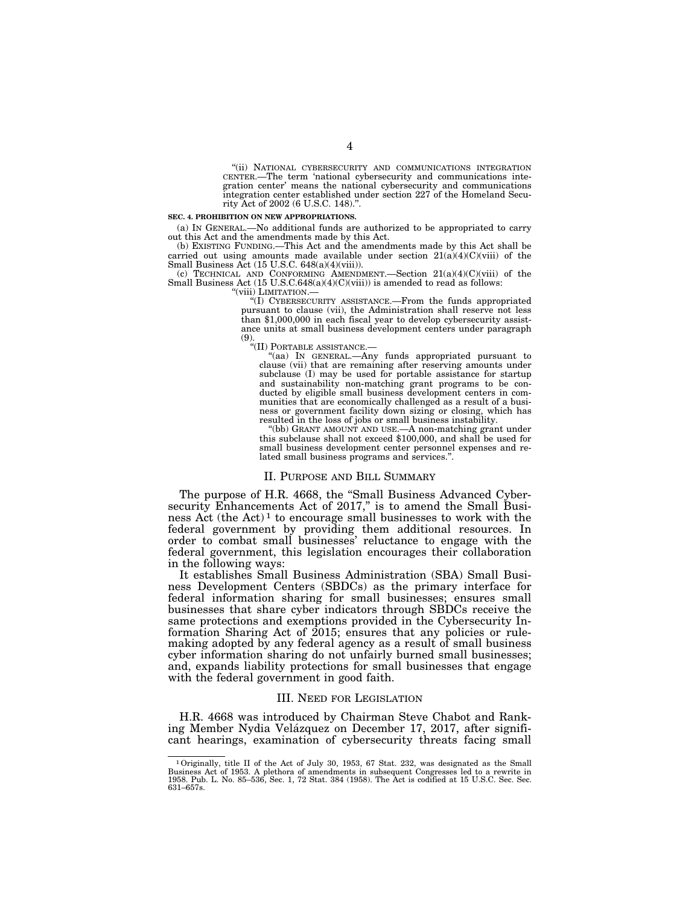"(ii) NATIONAL CYBERSECURITY AND COMMUNICATIONS INTEGRATION CENTER.—The term 'national cybersecurity and communications integration center' means the national cybersecurity and communications integration center established under section 227 of the Homeland Security Act of 2002 (6 U.S.C. 148).".

**SEC. 4. PROHIBITION ON NEW APPROPRIATIONS.**

(a) IN GENERAL.—No additional funds are authorized to be appropriated to carry out this Act and the amendments made by this Act.

(b) EXISTING FUNDING.—This Act and the amendments made by this Act shall be carried out using amounts made available under section 21(a)(4)(C)(viii) of the Small Business Act (15 U.S.C. 648(a)(4)(viii)).

(c) TECHNICAL AND CONFORMING AMENDMENT.—Section 21(a)(4)(C)(viii) of the Small Business Act (15 U.S.C.648(a)(4)(C)(viii)) is amended to read as follows:

"(viii) LIMITATION.—

"(I) CYBERSECURITY ASSISTANCE.—From the funds appropriated pursuant to clause (vii), the Administration shall reserve not less than $1,000,000 in each fiscal year to develop cybersecurity assistance units at small business development centers under paragraph (9).

"(II) PORTABLE ASSISTANCE.—

"(aa) IN GENERAL.—Any funds appropriated pursuant to clause (vii) that are remaining after reserving amounts under subclause (I) may be used for portable assistance for startup and sustainability non-matching grant programs to be conducted by eligible small business development centers in communities that are economically challenged as a result of a business or government facility down sizing or closing, which has resulted in the loss of jobs or small business instability.

"(bb) GRANT AMOUNT AND USE.—A non-matching grant under this subclause shall not exceed $100,000, and shall be used for small business development center personnel expenses and related small business programs and services.".

## II. PURPOSE AND BILL SUMMARY

The purpose of H.R. 4668, the "Small Business Advanced Cybersecurity Enhancements Act of 2017," is to amend the Small Business Act (the Act)[1] to encourage small businesses to work with the federal government by providing them additional resources. In order to combat small businesses' reluctance to engage with the federal government, this legislation encourages their collaboration in the following ways:

It establishes Small Business Administration (SBA) Small Business Development Centers (SBDCs) as the primary interface for federal information sharing for small businesses; ensures small businesses that share cyber indicators through SBDCs receive the same protections and exemptions provided in the Cybersecurity Information Sharing Act of 2015; ensures that any policies or rulemaking adopted by any federal agency as a result of small business cyber information sharing do not unfairly burned small businesses; and, expands liability protections for small businesses that engage with the federal government in good faith.

## III. NEED FOR LEGISLATION

H.R. 4668 was introduced by Chairman Steve Chabot and Ranking Member Nydia Velázquez on December 17, 2017, after significant hearings, examination of cybersecurity threats facing small

[1] Originally, title II of the Act of July 30, 1953, 67 Stat. 232, was designated as the Small Business Act of 1953. A plethora of amendments in subsequent Congresses led to a rewrite in 1958. Pub. L. No. 85–536, Sec. 1, 72 Stat. 384 (1958). The Act is codified at 15 U.S.C. Sec. Sec. 631–657s.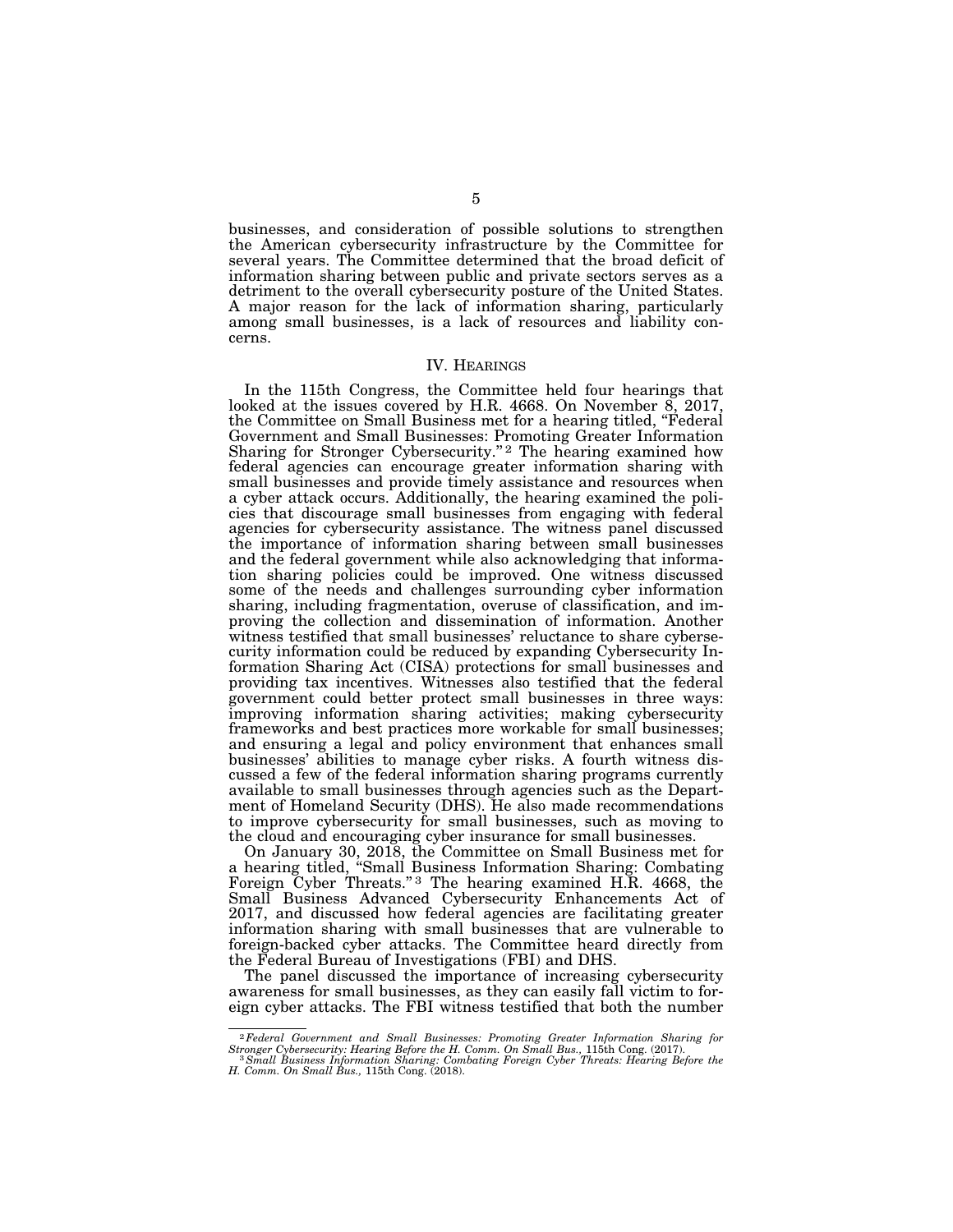businesses, and consideration of possible solutions to strengthen the American cybersecurity infrastructure by the Committee for several years. The Committee determined that the broad deficit of information sharing between public and private sectors serves as a detriment to the overall cybersecurity posture of the United States. A major reason for the lack of information sharing, particularly among small businesses, is a lack of resources and liability concerns.

## IV. Hearings

In the 115th Congress, the Committee held four hearings that looked at the issues covered by H.R. 4668. On November 8, 2017, the Committee on Small Business met for a hearing titled, "Federal Government and Small Businesses: Promoting Greater Information Sharing for Stronger Cybersecurity."[2] The hearing examined how federal agencies can encourage greater information sharing with small businesses and provide timely assistance and resources when a cyber attack occurs. Additionally, the hearing examined the policies that discourage small businesses from engaging with federal agencies for cybersecurity assistance. The witness panel discussed the importance of information sharing between small businesses and the federal government while also acknowledging that information sharing policies could be improved. One witness discussed some of the needs and challenges surrounding cyber information sharing, including fragmentation, overuse of classification, and improving the collection and dissemination of information. Another witness testified that small businesses' reluctance to share cybersecurity information could be reduced by expanding Cybersecurity Information Sharing Act (CISA) protections for small businesses and providing tax incentives. Witnesses also testified that the federal government could better protect small businesses in three ways: improving information sharing activities; making cybersecurity frameworks and best practices more workable for small businesses; and ensuring a legal and policy environment that enhances small businesses' abilities to manage cyber risks. A fourth witness discussed a few of the federal information sharing programs currently available to small businesses through agencies such as the Department of Homeland Security (DHS). He also made recommendations to improve cybersecurity for small businesses, such as moving to the cloud and encouraging cyber insurance for small businesses.

On January 30, 2018, the Committee on Small Business met for a hearing titled, "Small Business Information Sharing: Combating Foreign Cyber Threats."[3] The hearing examined H.R. 4668, the Small Business Advanced Cybersecurity Enhancements Act of 2017, and discussed how federal agencies are facilitating greater information sharing with small businesses that are vulnerable to foreign-backed cyber attacks. The Committee heard directly from the Federal Bureau of Investigations (FBI) and DHS.

The panel discussed the importance of increasing cybersecurity awareness for small businesses, as they can easily fall victim to foreign cyber attacks. The FBI witness testified that both the number

---

[2] *Federal Government and Small Businesses: Promoting Greater Information Sharing for Stronger Cybersecurity: Hearing Before the H. Comm. On Small Bus.,* 115th Cong. (2017).

[3] *Small Business Information Sharing: Combating Foreign Cyber Threats: Hearing Before the H. Comm. On Small Bus.,* 115th Cong. (2018).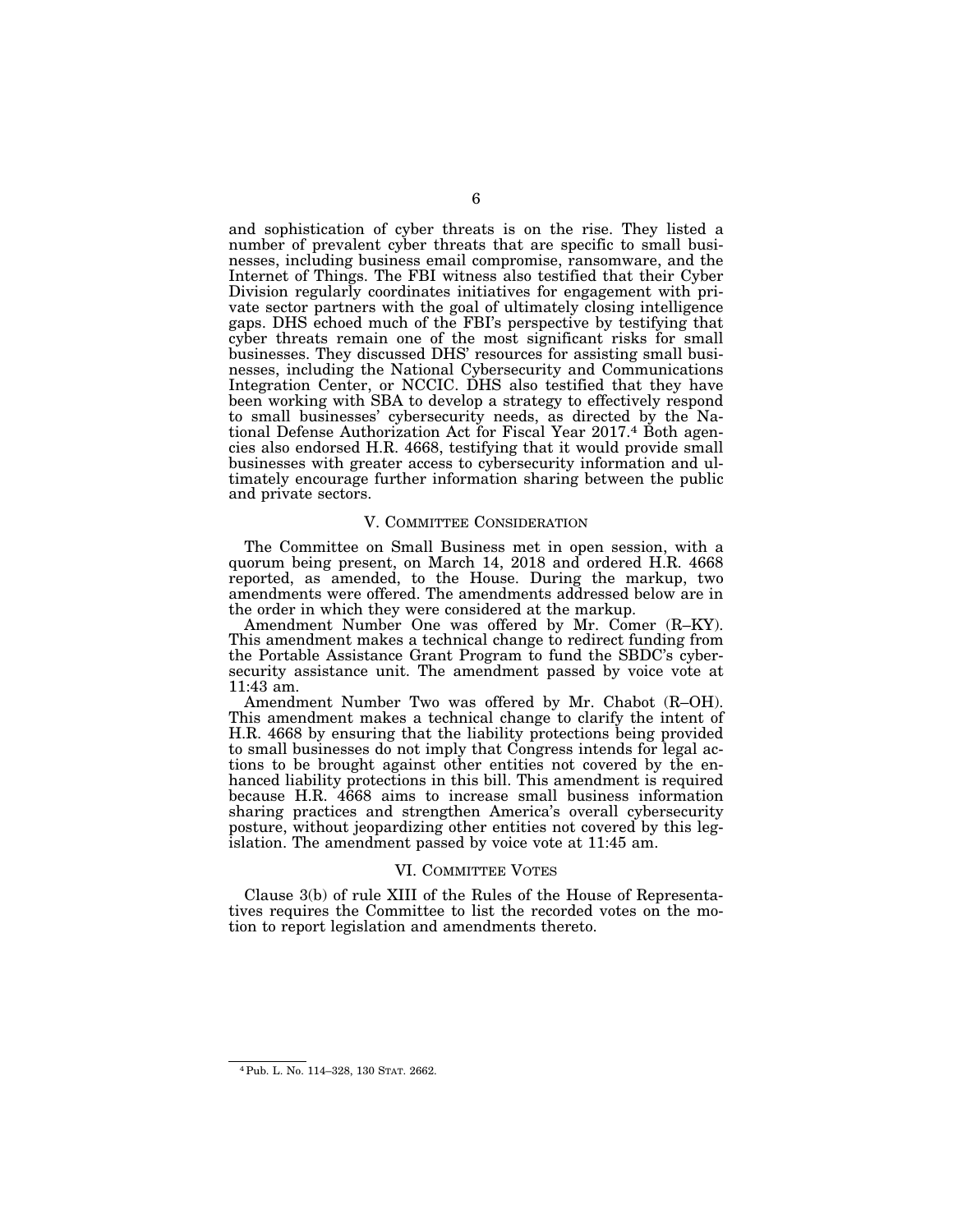and sophistication of cyber threats is on the rise. They listed a number of prevalent cyber threats that are specific to small businesses, including business email compromise, ransomware, and the Internet of Things. The FBI witness also testified that their Cyber Division regularly coordinates initiatives for engagement with private sector partners with the goal of ultimately closing intelligence gaps. DHS echoed much of the FBI's perspective by testifying that cyber threats remain one of the most significant risks for small businesses. They discussed DHS' resources for assisting small businesses, including the National Cybersecurity and Communications Integration Center, or NCCIC. DHS also testified that they have been working with SBA to develop a strategy to effectively respond to small businesses' cybersecurity needs, as directed by the National Defense Authorization Act for Fiscal Year 2017.[4] Both agencies also endorsed H.R. 4668, testifying that it would provide small businesses with greater access to cybersecurity information and ultimately encourage further information sharing between the public and private sectors.

## V. COMMITTEE CONSIDERATION

The Committee on Small Business met in open session, with a quorum being present, on March 14, 2018 and ordered H.R. 4668 reported, as amended, to the House. During the markup, two amendments were offered. The amendments addressed below are in the order in which they were considered at the markup.

Amendment Number One was offered by Mr. Comer (R–KY). This amendment makes a technical change to redirect funding from the Portable Assistance Grant Program to fund the SBDC's cybersecurity assistance unit. The amendment passed by voice vote at 11:43 am.

Amendment Number Two was offered by Mr. Chabot (R–OH). This amendment makes a technical change to clarify the intent of H.R. 4668 by ensuring that the liability protections being provided to small businesses do not imply that Congress intends for legal actions to be brought against other entities not covered by the enhanced liability protections in this bill. This amendment is required because H.R. 4668 aims to increase small business information sharing practices and strengthen America's overall cybersecurity posture, without jeopardizing other entities not covered by this legislation. The amendment passed by voice vote at 11:45 am.

## VI. COMMITTEE VOTES

Clause 3(b) of rule XIII of the Rules of the House of Representatives requires the Committee to list the recorded votes on the motion to report legislation and amendments thereto.

---

[4] Pub. L. No. 114–328, 130 STAT. 2662.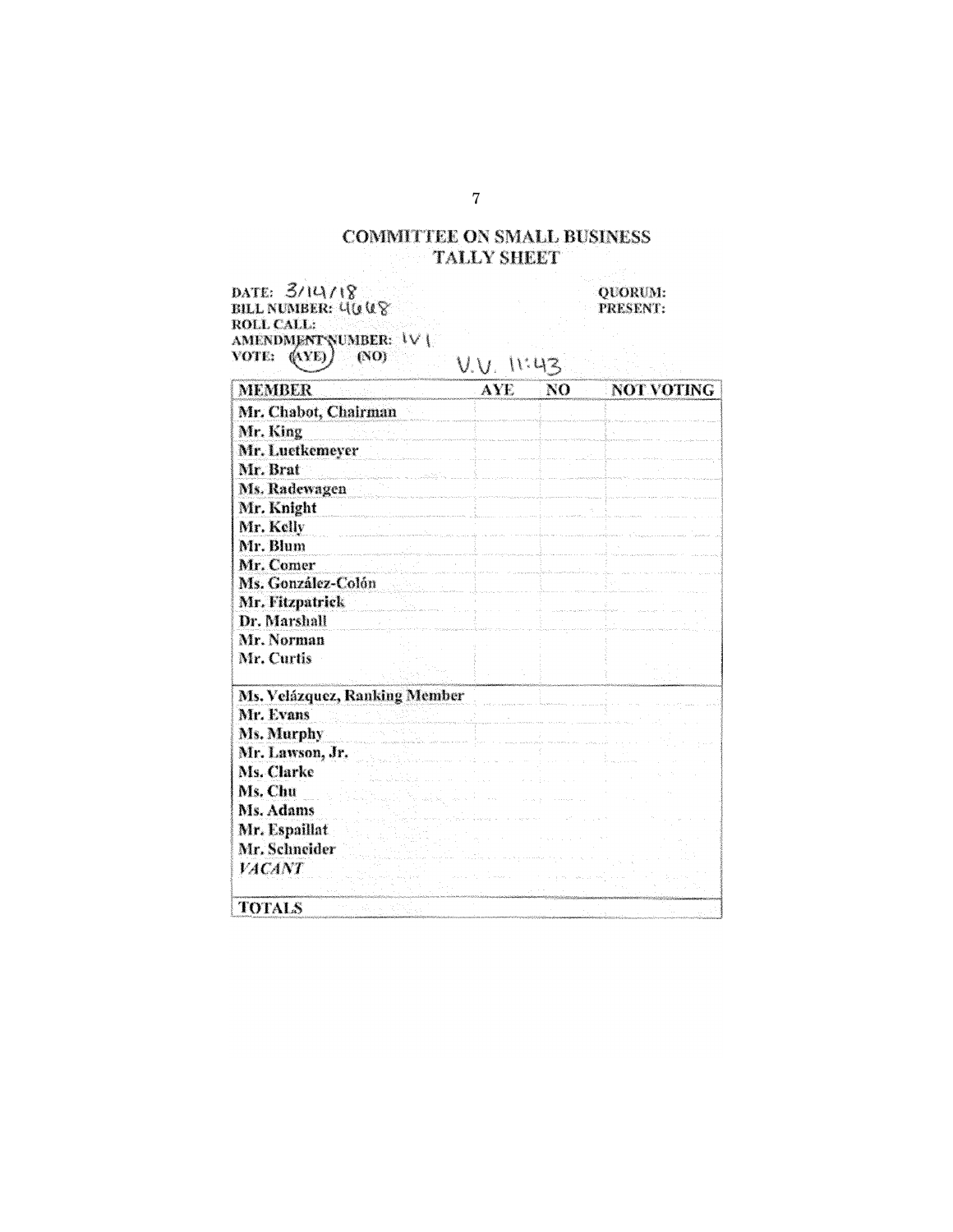# COMMITTEE ON SMALL BUSINESS
## TALLY SHEET

DATE: 3/14/18
BILL NUMBER: 4668
ROLL CALL:
AMENDMENT NUMBER: 1V1
VOTE: (AYE) (NO)

QUORUM:
PRESENT:

V.V. 11:43

| MEMBER | AYE | NO | NOT VOTING |
|---|---|---|---|
| Mr. Chabot, Chairman | | | |
| Mr. King | | | |
| Mr. Luetkemeyer | | | |
| Mr. Brat | | | |
| Ms. Radewagen | | | |
| Mr. Knight | | | |
| Mr. Kelly | | | |
| Mr. Blum | | | |
| Mr. Comer | | | |
| Ms. González-Colón | | | |
| Mr. Fitzpatrick | | | |
| Dr. Marshall | | | |
| Mr. Norman | | | |
| Mr. Curtis | | | |
| Ms. Velázquez, Ranking Member | | | |
| Mr. Evans | | | |
| Ms. Murphy | | | |
| Mr. Lawson, Jr. | | | |
| Ms. Clarke | | | |
| Ms. Chu | | | |
| Ms. Adams | | | |
| Mr. Espaillat | | | |
| Mr. Schneider | | | |
| *VACANT* | | | |
| TOTALS | | | |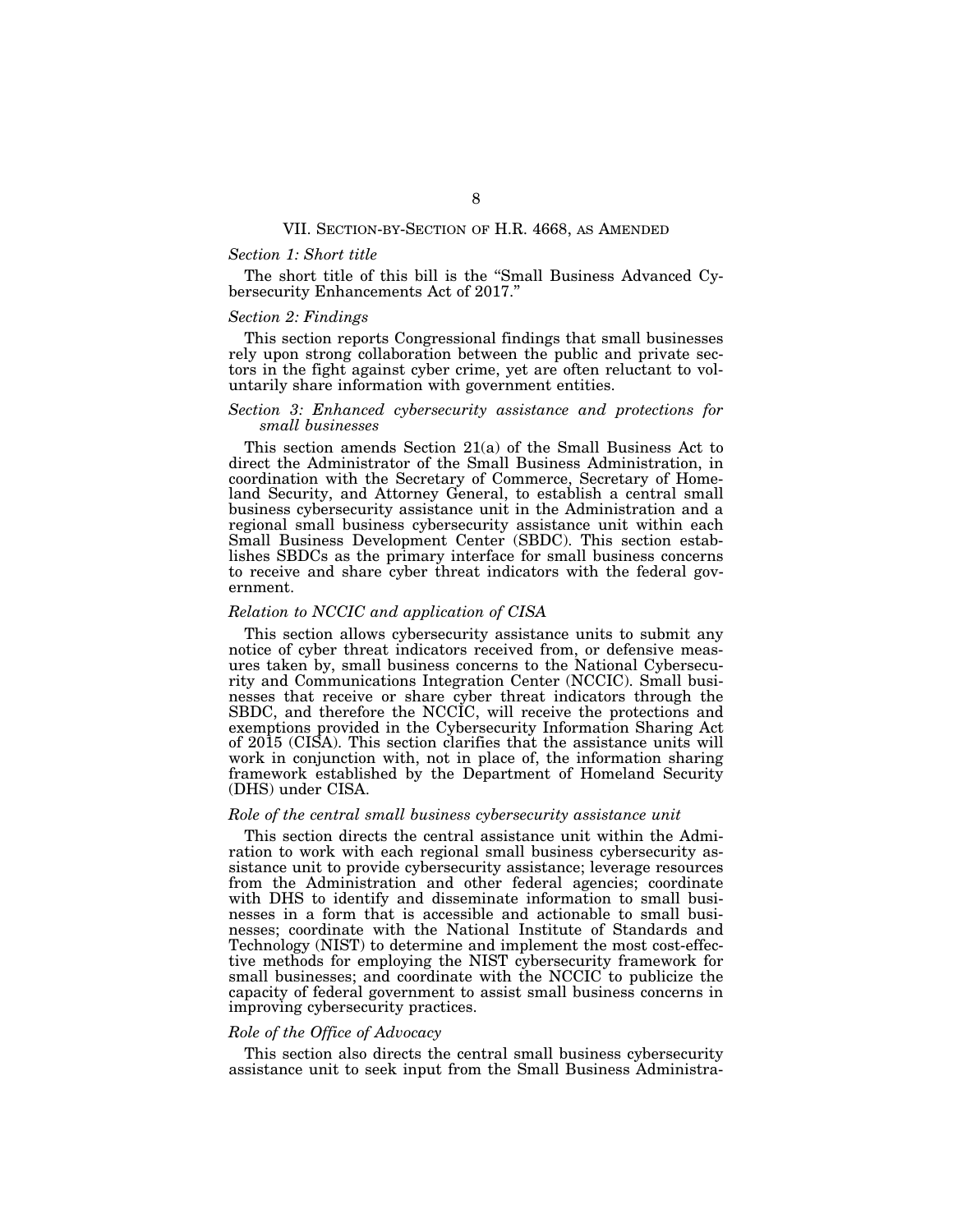## VII. Section-by-Section of H.R. 4668, as Amended

### *Section 1: Short title*

The short title of this bill is the "Small Business Advanced Cybersecurity Enhancements Act of 2017."

### *Section 2: Findings*

This section reports Congressional findings that small businesses rely upon strong collaboration between the public and private sectors in the fight against cyber crime, yet are often reluctant to voluntarily share information with government entities.

### *Section 3: Enhanced cybersecurity assistance and protections for small businesses*

This section amends Section 21(a) of the Small Business Act to direct the Administrator of the Small Business Administration, in coordination with the Secretary of Commerce, Secretary of Homeland Security, and Attorney General, to establish a central small business cybersecurity assistance unit in the Administration and a regional small business cybersecurity assistance unit within each Small Business Development Center (SBDC). This section establishes SBDCs as the primary interface for small business concerns to receive and share cyber threat indicators with the federal government.

### *Relation to NCCIC and application of CISA*

This section allows cybersecurity assistance units to submit any notice of cyber threat indicators received from, or defensive measures taken by, small business concerns to the National Cybersecurity and Communications Integration Center (NCCIC). Small businesses that receive or share cyber threat indicators through the SBDC, and therefore the NCCIC, will receive the protections and exemptions provided in the Cybersecurity Information Sharing Act of 2015 (CISA). This section clarifies that the assistance units will work in conjunction with, not in place of, the information sharing framework established by the Department of Homeland Security (DHS) under CISA.

### *Role of the central small business cybersecurity assistance unit*

This section directs the central assistance unit within the Admiration to work with each regional small business cybersecurity assistance unit to provide cybersecurity assistance; leverage resources from the Administration and other federal agencies; coordinate with DHS to identify and disseminate information to small businesses in a form that is accessible and actionable to small businesses; coordinate with the National Institute of Standards and Technology (NIST) to determine and implement the most cost-effective methods for employing the NIST cybersecurity framework for small businesses; and coordinate with the NCCIC to publicize the capacity of federal government to assist small business concerns in improving cybersecurity practices.

### *Role of the Office of Advocacy*

This section also directs the central small business cybersecurity assistance unit to seek input from the Small Business Administra-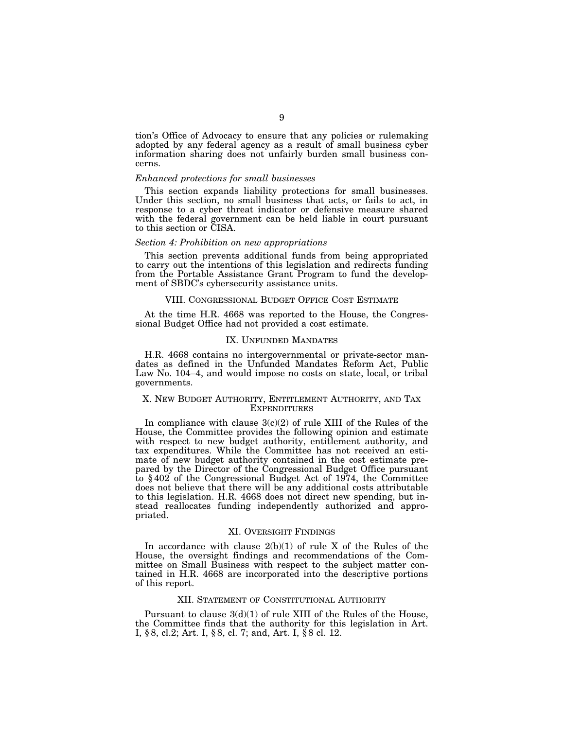tion's Office of Advocacy to ensure that any policies or rulemaking adopted by any federal agency as a result of small business cyber information sharing does not unfairly burden small business concerns.

*Enhanced protections for small businesses*

This section expands liability protections for small businesses. Under this section, no small business that acts, or fails to act, in response to a cyber threat indicator or defensive measure shared with the federal government can be held liable in court pursuant to this section or CISA.

*Section 4: Prohibition on new appropriations*

This section prevents additional funds from being appropriated to carry out the intentions of this legislation and redirects funding from the Portable Assistance Grant Program to fund the development of SBDC's cybersecurity assistance units.

## VIII. CONGRESSIONAL BUDGET OFFICE COST ESTIMATE

At the time H.R. 4668 was reported to the House, the Congressional Budget Office had not provided a cost estimate.

## IX. UNFUNDED MANDATES

H.R. 4668 contains no intergovernmental or private-sector mandates as defined in the Unfunded Mandates Reform Act, Public Law No. 104–4, and would impose no costs on state, local, or tribal governments.

## X. NEW BUDGET AUTHORITY, ENTITLEMENT AUTHORITY, AND TAX EXPENDITURES

In compliance with clause 3(c)(2) of rule XIII of the Rules of the House, the Committee provides the following opinion and estimate with respect to new budget authority, entitlement authority, and tax expenditures. While the Committee has not received an estimate of new budget authority contained in the cost estimate prepared by the Director of the Congressional Budget Office pursuant to § 402 of the Congressional Budget Act of 1974, the Committee does not believe that there will be any additional costs attributable to this legislation. H.R. 4668 does not direct new spending, but instead reallocates funding independently authorized and appropriated.

## XI. OVERSIGHT FINDINGS

In accordance with clause 2(b)(1) of rule X of the Rules of the House, the oversight findings and recommendations of the Committee on Small Business with respect to the subject matter contained in H.R. 4668 are incorporated into the descriptive portions of this report.

## XII. STATEMENT OF CONSTITUTIONAL AUTHORITY

Pursuant to clause 3(d)(1) of rule XIII of the Rules of the House, the Committee finds that the authority for this legislation in Art. I, § 8, cl.2; Art. I, § 8, cl. 7; and, Art. I, § 8 cl. 12.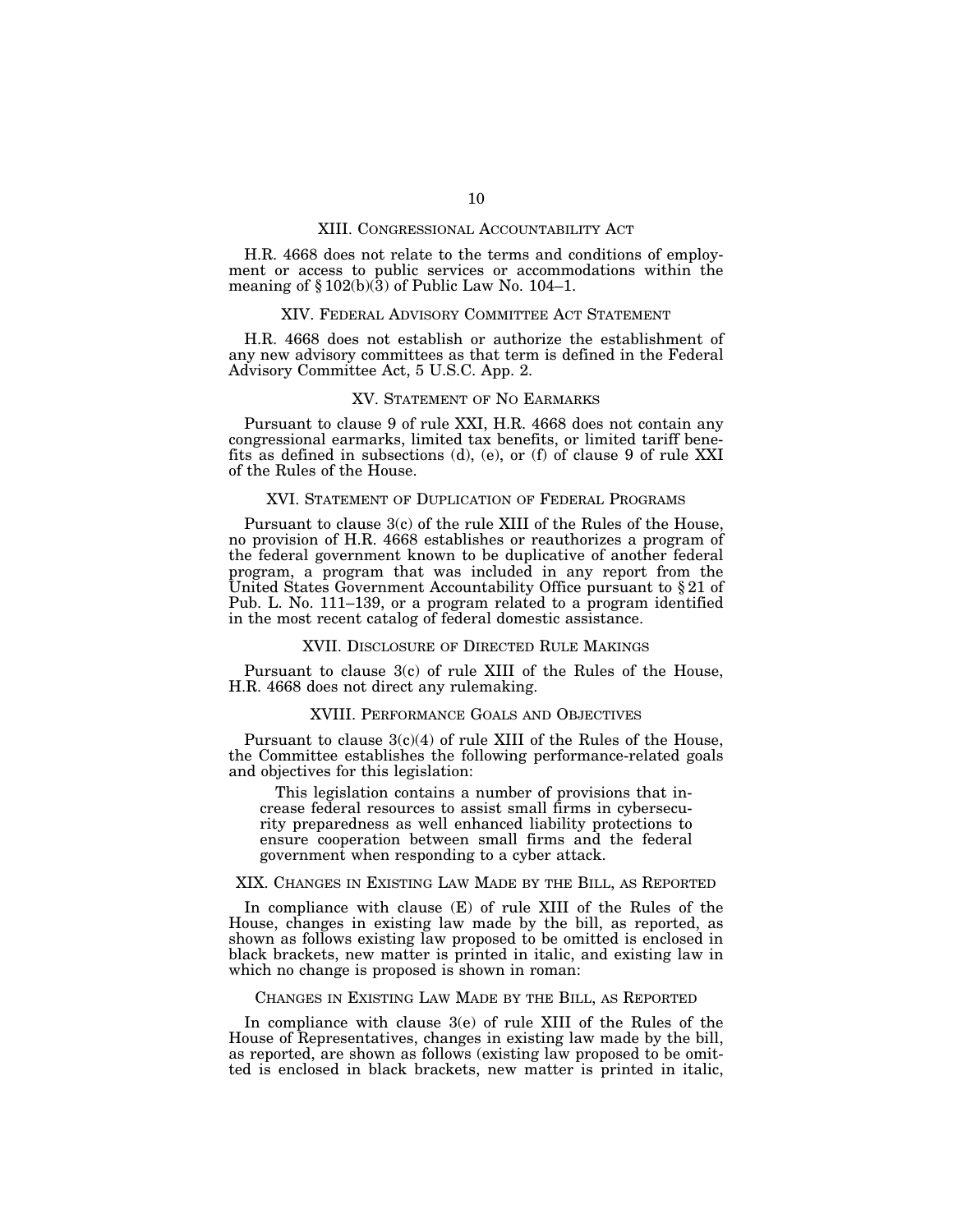## XIII. Congressional Accountability Act

H.R. 4668 does not relate to the terms and conditions of employment or access to public services or accommodations within the meaning of § 102(b)(3) of Public Law No. 104–1.

## XIV. Federal Advisory Committee Act Statement

H.R. 4668 does not establish or authorize the establishment of any new advisory committees as that term is defined in the Federal Advisory Committee Act, 5 U.S.C. App. 2.

## XV. Statement of No Earmarks

Pursuant to clause 9 of rule XXI, H.R. 4668 does not contain any congressional earmarks, limited tax benefits, or limited tariff benefits as defined in subsections (d), (e), or (f) of clause 9 of rule XXI of the Rules of the House.

## XVI. Statement of Duplication of Federal Programs

Pursuant to clause 3(c) of the rule XIII of the Rules of the House, no provision of H.R. 4668 establishes or reauthorizes a program of the federal government known to be duplicative of another federal program, a program that was included in any report from the United States Government Accountability Office pursuant to § 21 of Pub. L. No. 111–139, or a program related to a program identified in the most recent catalog of federal domestic assistance.

## XVII. Disclosure of Directed Rule Makings

Pursuant to clause 3(c) of rule XIII of the Rules of the House, H.R. 4668 does not direct any rulemaking.

## XVIII. Performance Goals and Objectives

Pursuant to clause 3(c)(4) of rule XIII of the Rules of the House, the Committee establishes the following performance-related goals and objectives for this legislation:

> This legislation contains a number of provisions that increase federal resources to assist small firms in cybersecurity preparedness as well enhanced liability protections to ensure cooperation between small firms and the federal government when responding to a cyber attack.

## XIX. Changes in Existing Law Made by the Bill, as Reported

In compliance with clause (E) of rule XIII of the Rules of the House, changes in existing law made by the bill, as reported, as shown as follows existing law proposed to be omitted is enclosed in black brackets, new matter is printed in italic, and existing law in which no change is proposed is shown in roman:

### Changes in Existing Law Made by the Bill, as Reported

In compliance with clause 3(e) of rule XIII of the Rules of the House of Representatives, changes in existing law made by the bill, as reported, are shown as follows (existing law proposed to be omitted is enclosed in black brackets, new matter is printed in italic,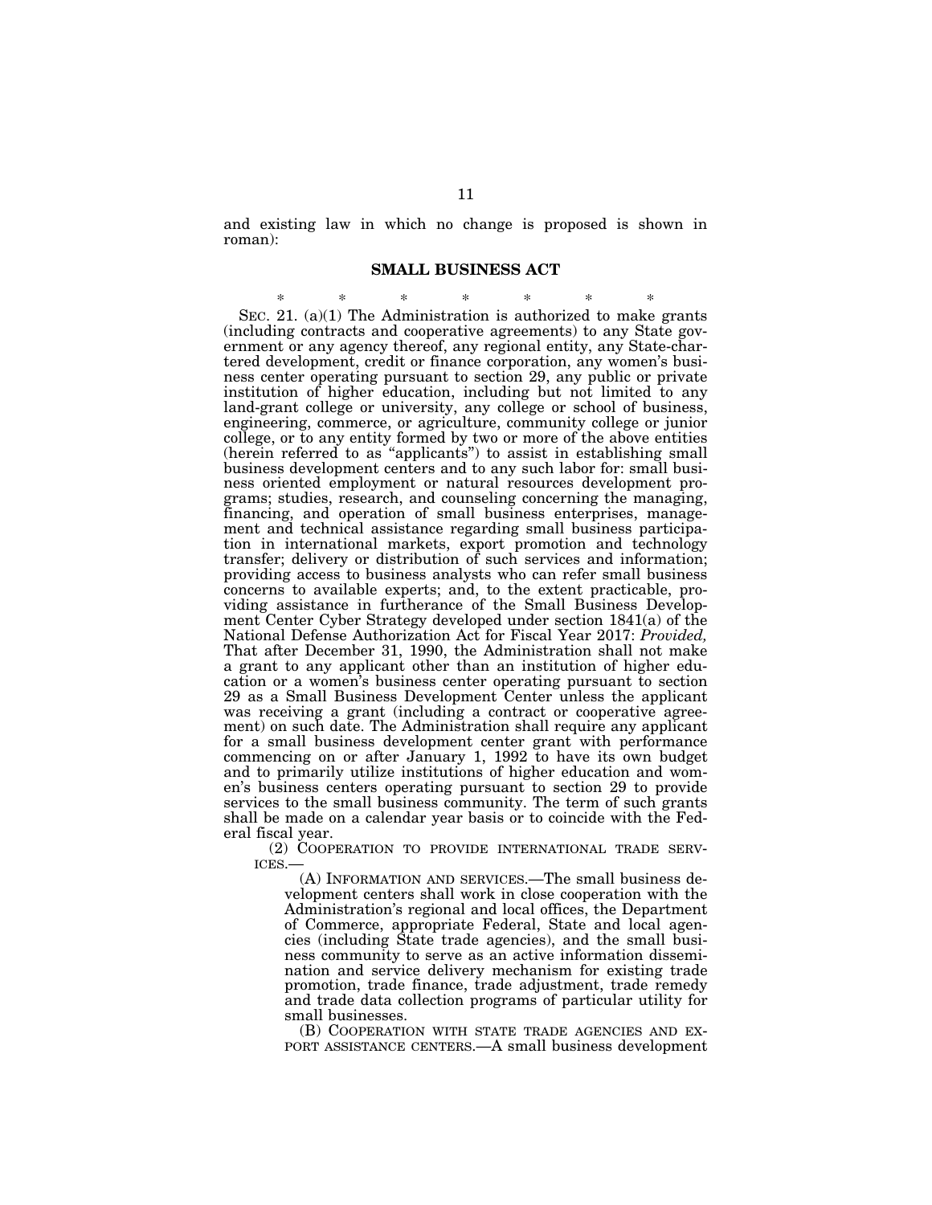and existing law in which no change is proposed is shown in roman):

## SMALL BUSINESS ACT

\* \* \* \* \* \* \*

SEC. 21. (a)(1) The Administration is authorized to make grants (including contracts and cooperative agreements) to any State government or any agency thereof, any regional entity, any State-chartered development, credit or finance corporation, any women's business center operating pursuant to section 29, any public or private institution of higher education, including but not limited to any land-grant college or university, any college or school of business, engineering, commerce, or agriculture, community college or junior college, or to any entity formed by two or more of the above entities (herein referred to as "applicants") to assist in establishing small business development centers and to any such labor for: small business oriented employment or natural resources development programs; studies, research, and counseling concerning the managing, financing, and operation of small business enterprises, management and technical assistance regarding small business participation in international markets, export promotion and technology transfer; delivery or distribution of such services and information; providing access to business analysts who can refer small business concerns to available experts; and, to the extent practicable, providing assistance in furtherance of the Small Business Development Center Cyber Strategy developed under section 1841(a) of the National Defense Authorization Act for Fiscal Year 2017: *Provided,* That after December 31, 1990, the Administration shall not make a grant to any applicant other than an institution of higher education or a women's business center operating pursuant to section 29 as a Small Business Development Center unless the applicant was receiving a grant (including a contract or cooperative agreement) on such date. The Administration shall require any applicant for a small business development center grant with performance commencing on or after January 1, 1992 to have its own budget and to primarily utilize institutions of higher education and women's business centers operating pursuant to section 29 to provide services to the small business community. The term of such grants shall be made on a calendar year basis or to coincide with the Federal fiscal year.

(2) COOPERATION TO PROVIDE INTERNATIONAL TRADE SERVICES.—

(A) INFORMATION AND SERVICES.—The small business development centers shall work in close cooperation with the Administration's regional and local offices, the Department of Commerce, appropriate Federal, State and local agencies (including State trade agencies), and the small business community to serve as an active information dissemination and service delivery mechanism for existing trade promotion, trade finance, trade adjustment, trade remedy and trade data collection programs of particular utility for small businesses.

(B) COOPERATION WITH STATE TRADE AGENCIES AND EXPORT ASSISTANCE CENTERS.—A small business development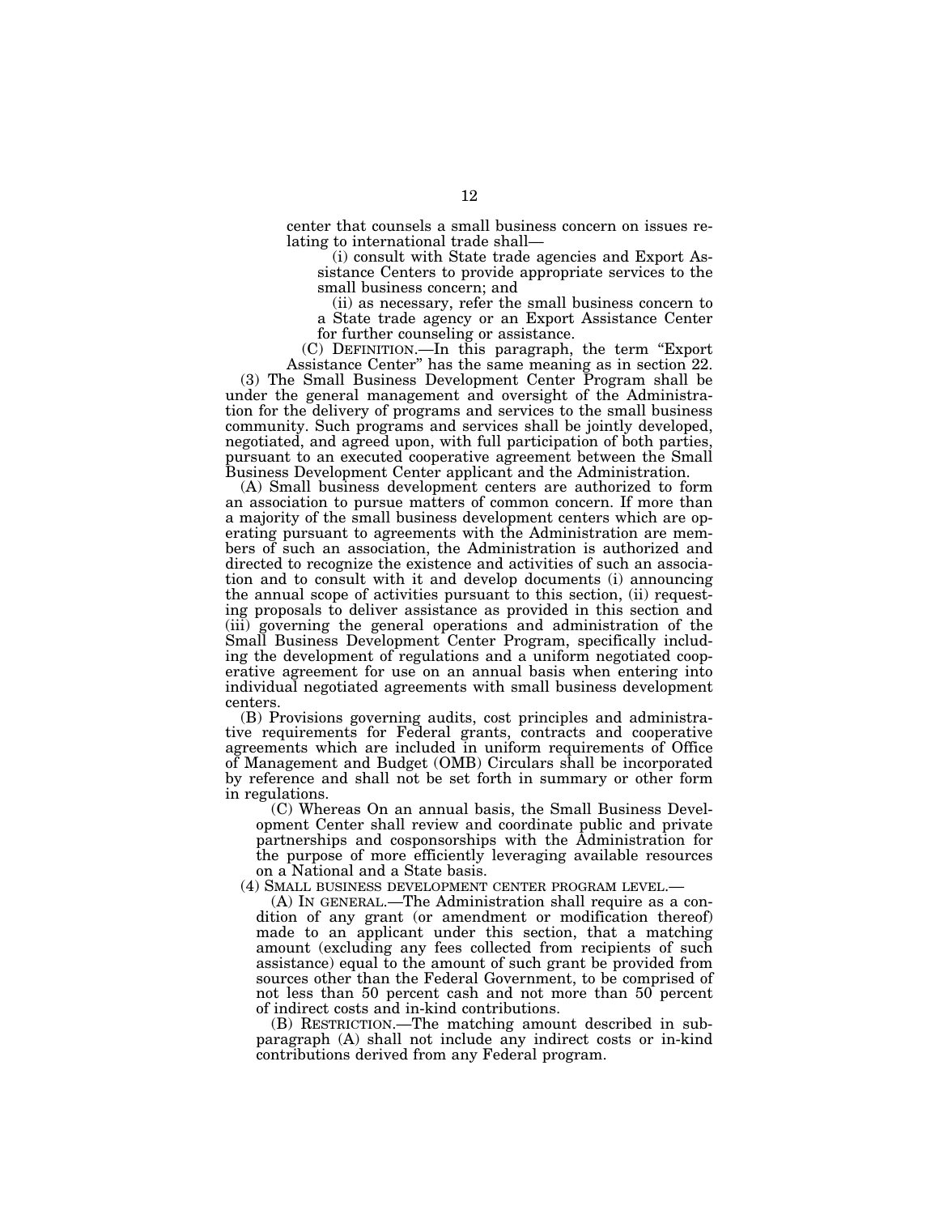center that counsels a small business concern on issues relating to international trade shall—

(i) consult with State trade agencies and Export Assistance Centers to provide appropriate services to the small business concern; and

(ii) as necessary, refer the small business concern to a State trade agency or an Export Assistance Center for further counseling or assistance.

(C) DEFINITION.—In this paragraph, the term "Export Assistance Center" has the same meaning as in section 22.

(3) The Small Business Development Center Program shall be under the general management and oversight of the Administration for the delivery of programs and services to the small business community. Such programs and services shall be jointly developed, negotiated, and agreed upon, with full participation of both parties, pursuant to an executed cooperative agreement between the Small Business Development Center applicant and the Administration.

(A) Small business development centers are authorized to form an association to pursue matters of common concern. If more than a majority of the small business development centers which are operating pursuant to agreements with the Administration are members of such an association, the Administration is authorized and directed to recognize the existence and activities of such an association and to consult with it and develop documents (i) announcing the annual scope of activities pursuant to this section, (ii) requesting proposals to deliver assistance as provided in this section and (iii) governing the general operations and administration of the Small Business Development Center Program, specifically including the development of regulations and a uniform negotiated cooperative agreement for use on an annual basis when entering into individual negotiated agreements with small business development centers.

(B) Provisions governing audits, cost principles and administrative requirements for Federal grants, contracts and cooperative agreements which are included in uniform requirements of Office of Management and Budget (OMB) Circulars shall be incorporated by reference and shall not be set forth in summary or other form in regulations.

(C) Whereas On an annual basis, the Small Business Development Center shall review and coordinate public and private partnerships and cosponsorships with the Administration for the purpose of more efficiently leveraging available resources on a National and a State basis.

(4) SMALL BUSINESS DEVELOPMENT CENTER PROGRAM LEVEL.—

(A) IN GENERAL.—The Administration shall require as a condition of any grant (or amendment or modification thereof) made to an applicant under this section, that a matching amount (excluding any fees collected from recipients of such assistance) equal to the amount of such grant be provided from sources other than the Federal Government, to be comprised of not less than 50 percent cash and not more than 50 percent of indirect costs and in-kind contributions.

(B) RESTRICTION.—The matching amount described in subparagraph (A) shall not include any indirect costs or in-kind contributions derived from any Federal program.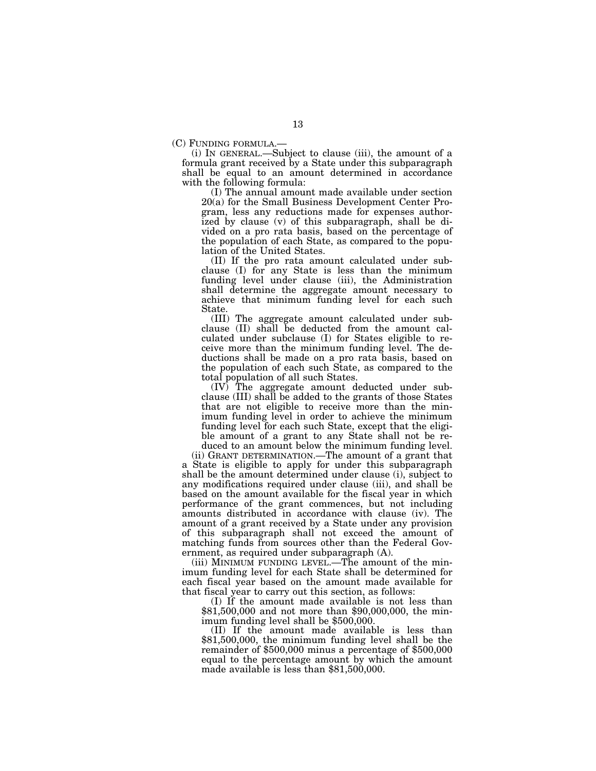(C) FUNDING FORMULA.—

(i) IN GENERAL.—Subject to clause (iii), the amount of a formula grant received by a State under this subparagraph shall be equal to an amount determined in accordance with the following formula:

(I) The annual amount made available under section 20(a) for the Small Business Development Center Program, less any reductions made for expenses authorized by clause (v) of this subparagraph, shall be divided on a pro rata basis, based on the percentage of the population of each State, as compared to the population of the United States.

(II) If the pro rata amount calculated under subclause (I) for any State is less than the minimum funding level under clause (iii), the Administration shall determine the aggregate amount necessary to achieve that minimum funding level for each such State.

(III) The aggregate amount calculated under subclause (II) shall be deducted from the amount calculated under subclause (I) for States eligible to receive more than the minimum funding level. The deductions shall be made on a pro rata basis, based on the population of each such State, as compared to the total population of all such States.

(IV) The aggregate amount deducted under subclause (III) shall be added to the grants of those States that are not eligible to receive more than the minimum funding level in order to achieve the minimum funding level for each such State, except that the eligible amount of a grant to any State shall not be reduced to an amount below the minimum funding level.

(ii) GRANT DETERMINATION.—The amount of a grant that a State is eligible to apply for under this subparagraph shall be the amount determined under clause (i), subject to any modifications required under clause (iii), and shall be based on the amount available for the fiscal year in which performance of the grant commences, but not including amounts distributed in accordance with clause (iv). The amount of a grant received by a State under any provision of this subparagraph shall not exceed the amount of matching funds from sources other than the Federal Government, as required under subparagraph (A).

(iii) MINIMUM FUNDING LEVEL.—The amount of the minimum funding level for each State shall be determined for each fiscal year based on the amount made available for that fiscal year to carry out this section, as follows:

(I) If the amount made available is not less than $81,500,000 and not more than $90,000,000, the minimum funding level shall be $500,000.

(II) If the amount made available is less than $81,500,000, the minimum funding level shall be the remainder of $500,000 minus a percentage of $500,000 equal to the percentage amount by which the amount made available is less than $81,500,000.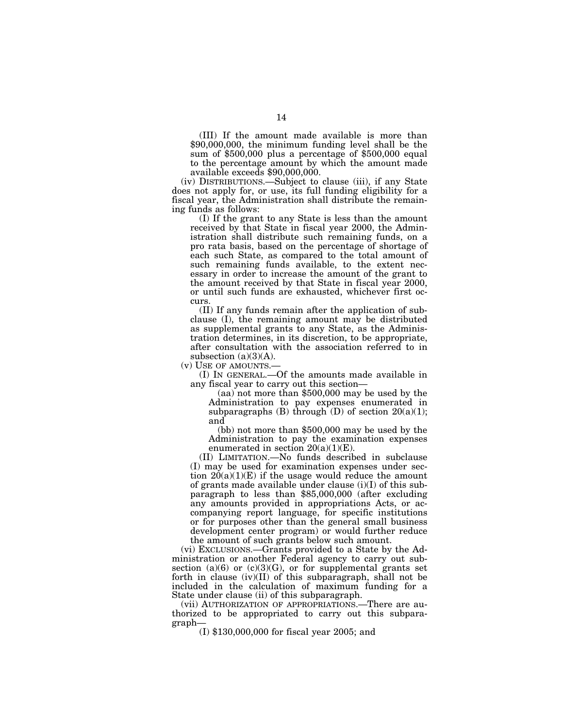(III) If the amount made available is more than $90,000,000, the minimum funding level shall be the sum of $500,000 plus a percentage of $500,000 equal to the percentage amount by which the amount made available exceeds $90,000,000.

(iv) DISTRIBUTIONS.—Subject to clause (iii), if any State does not apply for, or use, its full funding eligibility for a fiscal year, the Administration shall distribute the remaining funds as follows:

(I) If the grant to any State is less than the amount received by that State in fiscal year 2000, the Administration shall distribute such remaining funds, on a pro rata basis, based on the percentage of shortage of each such State, as compared to the total amount of such remaining funds available, to the extent necessary in order to increase the amount of the grant to the amount received by that State in fiscal year 2000, or until such funds are exhausted, whichever first occurs.

(II) If any funds remain after the application of subclause (I), the remaining amount may be distributed as supplemental grants to any State, as the Administration determines, in its discretion, to be appropriate, after consultation with the association referred to in subsection (a)(3)(A).

(v) USE OF AMOUNTS.—

(I) IN GENERAL.—Of the amounts made available in any fiscal year to carry out this section—

(aa) not more than $500,000 may be used by the Administration to pay expenses enumerated in subparagraphs (B) through (D) of section 20(a)(1); and

(bb) not more than $500,000 may be used by the Administration to pay the examination expenses enumerated in section 20(a)(1)(E).

(II) LIMITATION.—No funds described in subclause (I) may be used for examination expenses under section 20(a)(1)(E) if the usage would reduce the amount of grants made available under clause (i)(I) of this subparagraph to less than $85,000,000 (after excluding any amounts provided in appropriations Acts, or accompanying report language, for specific institutions or for purposes other than the general small business development center program) or would further reduce the amount of such grants below such amount.

(vi) EXCLUSIONS.—Grants provided to a State by the Administration or another Federal agency to carry out subsection (a)(6) or (c)(3)(G), or for supplemental grants set forth in clause (iv)(II) of this subparagraph, shall not be included in the calculation of maximum funding for a State under clause (ii) of this subparagraph.

(vii) AUTHORIZATION OF APPROPRIATIONS.—There are authorized to be appropriated to carry out this subparagraph—

(I) $130,000,000 for fiscal year 2005; and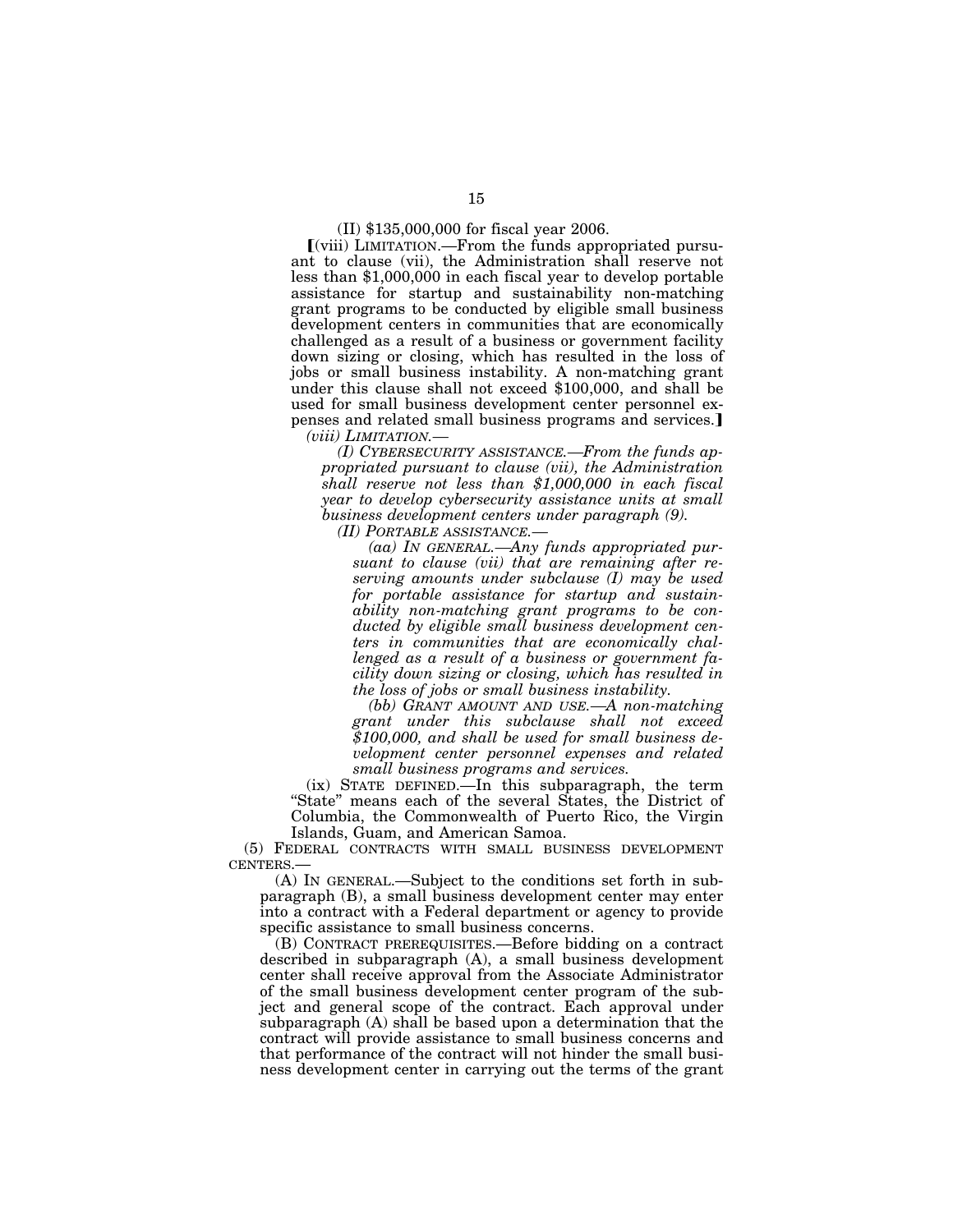(II) $135,000,000 for fiscal year 2006.

[(viii) LIMITATION.—From the funds appropriated pursuant to clause (vii), the Administration shall reserve not less than $1,000,000 in each fiscal year to develop portable assistance for startup and sustainability non-matching grant programs to be conducted by eligible small business development centers in communities that are economically challenged as a result of a business or government facility down sizing or closing, which has resulted in the loss of jobs or small business instability. A non-matching grant under this clause shall not exceed $100,000, and shall be used for small business development center personnel expenses and related small business programs and services.]

*(viii) LIMITATION.—*

*(I) CYBERSECURITY ASSISTANCE.—From the funds appropriated pursuant to clause (vii), the Administration shall reserve not less than $1,000,000 in each fiscal year to develop cybersecurity assistance units at small business development centers under paragraph (9).*

*(II) PORTABLE ASSISTANCE.—*

*(aa) IN GENERAL.—Any funds appropriated pursuant to clause (vii) that are remaining after reserving amounts under subclause (I) may be used for portable assistance for startup and sustainability non-matching grant programs to be conducted by eligible small business development centers in communities that are economically challenged as a result of a business or government facility down sizing or closing, which has resulted in the loss of jobs or small business instability.*

*(bb) GRANT AMOUNT AND USE.—A non-matching grant under this subclause shall not exceed $100,000, and shall be used for small business development center personnel expenses and related small business programs and services.*

(ix) STATE DEFINED.—In this subparagraph, the term "State" means each of the several States, the District of Columbia, the Commonwealth of Puerto Rico, the Virgin Islands, Guam, and American Samoa.

(5) FEDERAL CONTRACTS WITH SMALL BUSINESS DEVELOPMENT CENTERS.—

(A) IN GENERAL.—Subject to the conditions set forth in subparagraph (B), a small business development center may enter into a contract with a Federal department or agency to provide specific assistance to small business concerns.

(B) CONTRACT PREREQUISITES.—Before bidding on a contract described in subparagraph (A), a small business development center shall receive approval from the Associate Administrator of the small business development center program of the subject and general scope of the contract. Each approval under subparagraph (A) shall be based upon a determination that the contract will provide assistance to small business concerns and that performance of the contract will not hinder the small business development center in carrying out the terms of the grant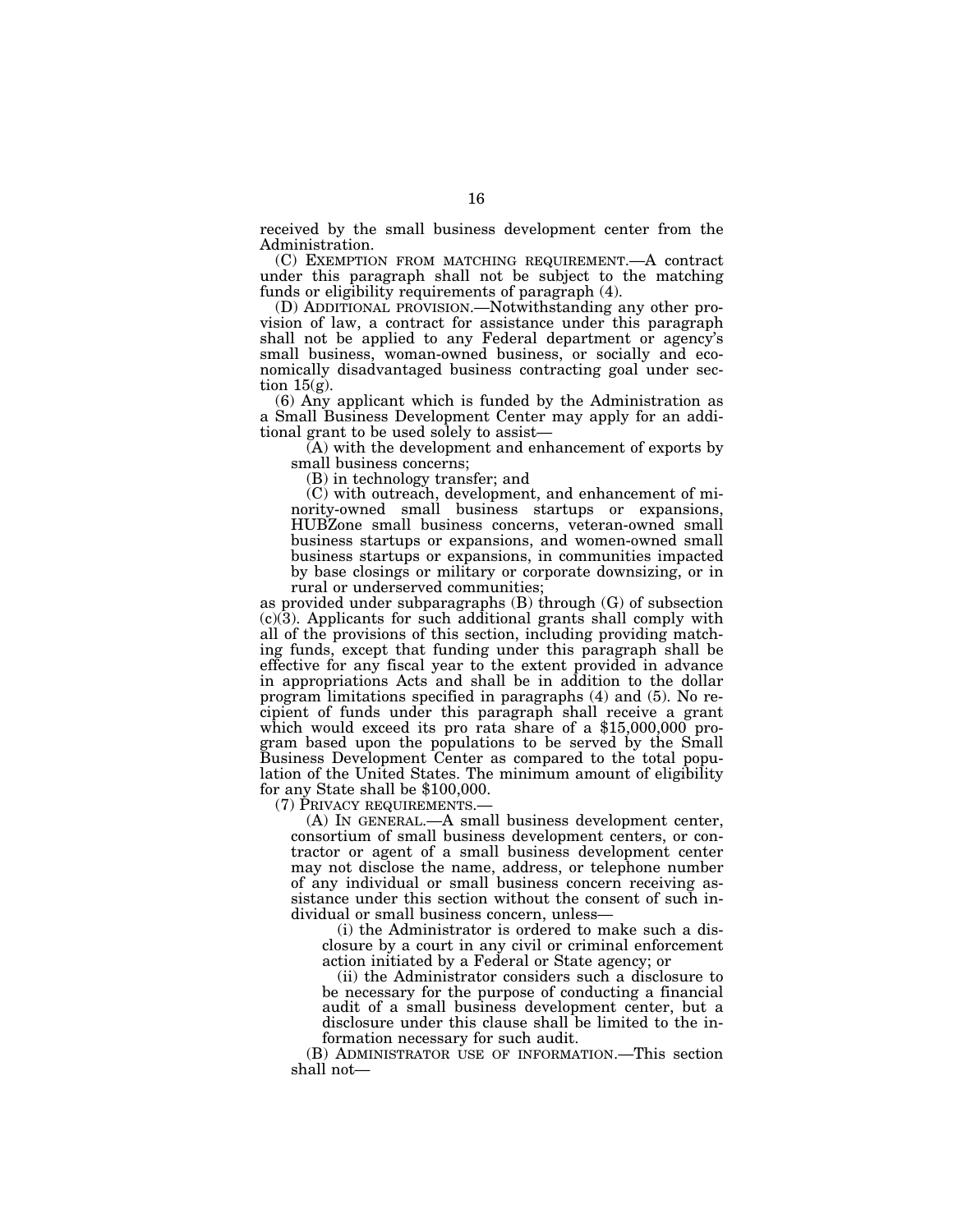received by the small business development center from the Administration.

(C) EXEMPTION FROM MATCHING REQUIREMENT.—A contract under this paragraph shall not be subject to the matching funds or eligibility requirements of paragraph (4).

(D) ADDITIONAL PROVISION.—Notwithstanding any other provision of law, a contract for assistance under this paragraph shall not be applied to any Federal department or agency's small business, woman-owned business, or socially and economically disadvantaged business contracting goal under section 15(g).

(6) Any applicant which is funded by the Administration as a Small Business Development Center may apply for an additional grant to be used solely to assist—

(A) with the development and enhancement of exports by small business concerns;

(B) in technology transfer; and

(C) with outreach, development, and enhancement of minority-owned small business startups or expansions, HUBZone small business concerns, veteran-owned small business startups or expansions, and women-owned small business startups or expansions, in communities impacted by base closings or military or corporate downsizing, or in rural or underserved communities;

as provided under subparagraphs (B) through (G) of subsection (c)(3). Applicants for such additional grants shall comply with all of the provisions of this section, including providing matching funds, except that funding under this paragraph shall be effective for any fiscal year to the extent provided in advance in appropriations Acts and shall be in addition to the dollar program limitations specified in paragraphs (4) and (5). No recipient of funds under this paragraph shall receive a grant which would exceed its pro rata share of a $15,000,000 program based upon the populations to be served by the Small Business Development Center as compared to the total population of the United States. The minimum amount of eligibility for any State shall be $100,000.

(7) PRIVACY REQUIREMENTS.—

(A) IN GENERAL.—A small business development center, consortium of small business development centers, or contractor or agent of a small business development center may not disclose the name, address, or telephone number of any individual or small business concern receiving assistance under this section without the consent of such individual or small business concern, unless—

(i) the Administrator is ordered to make such a disclosure by a court in any civil or criminal enforcement action initiated by a Federal or State agency; or

(ii) the Administrator considers such a disclosure to be necessary for the purpose of conducting a financial audit of a small business development center, but a disclosure under this clause shall be limited to the information necessary for such audit.

(B) ADMINISTRATOR USE OF INFORMATION.—This section shall not—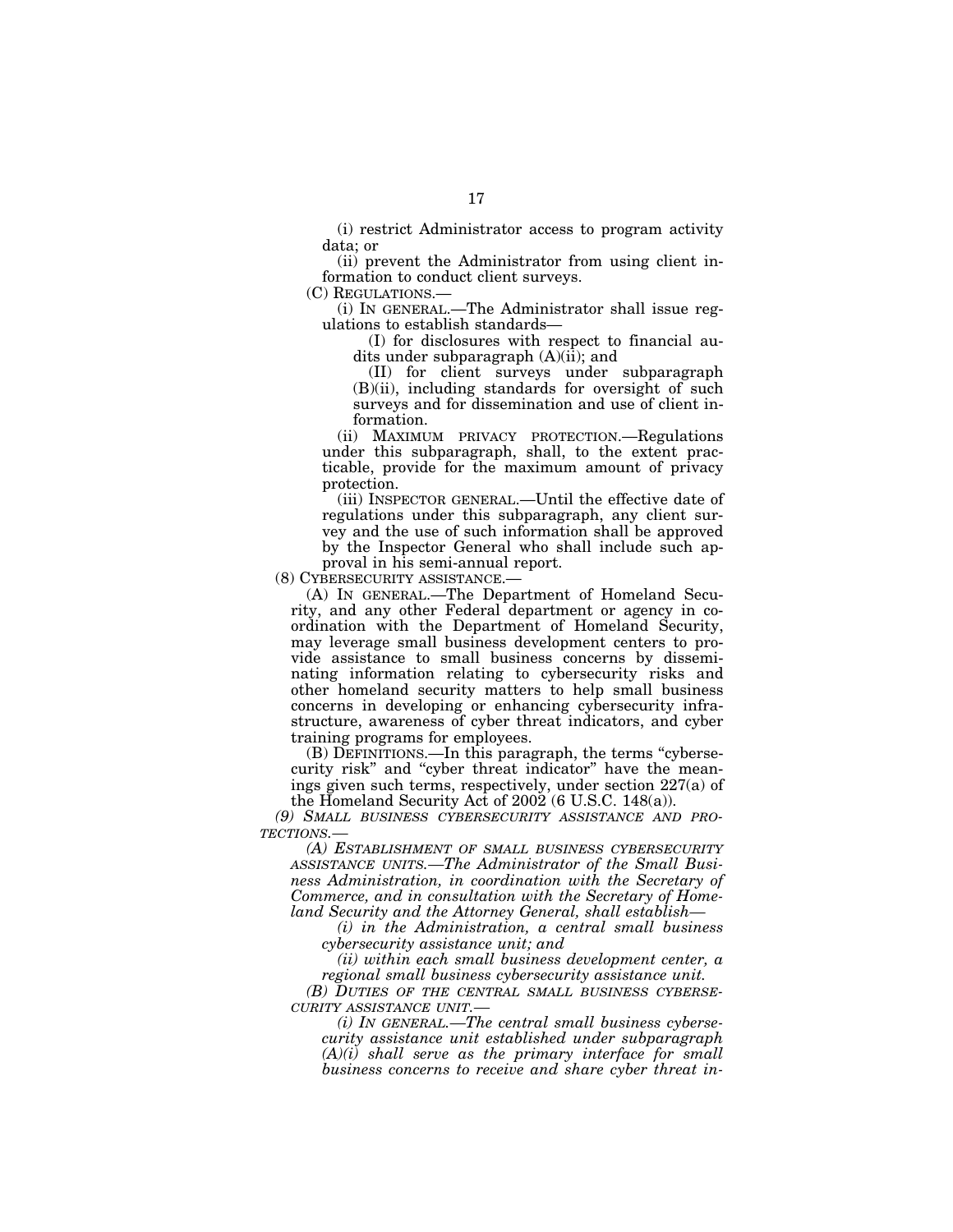(i) restrict Administrator access to program activity data; or

(ii) prevent the Administrator from using client information to conduct client surveys.

(C) REGULATIONS.—

(i) IN GENERAL.—The Administrator shall issue regulations to establish standards—

(I) for disclosures with respect to financial audits under subparagraph (A)(ii); and

(II) for client surveys under subparagraph (B)(ii), including standards for oversight of such surveys and for dissemination and use of client information.

(ii) MAXIMUM PRIVACY PROTECTION.—Regulations under this subparagraph, shall, to the extent practicable, provide for the maximum amount of privacy protection.

(iii) INSPECTOR GENERAL.—Until the effective date of regulations under this subparagraph, any client survey and the use of such information shall be approved by the Inspector General who shall include such approval in his semi-annual report.

(8) CYBERSECURITY ASSISTANCE.—

(A) IN GENERAL.—The Department of Homeland Security, and any other Federal department or agency in coordination with the Department of Homeland Security, may leverage small business development centers to provide assistance to small business concerns by disseminating information relating to cybersecurity risks and other homeland security matters to help small business concerns in developing or enhancing cybersecurity infrastructure, awareness of cyber threat indicators, and cyber training programs for employees.

(B) DEFINITIONS.—In this paragraph, the terms "cybersecurity risk" and "cyber threat indicator" have the meanings given such terms, respectively, under section 227(a) of the Homeland Security Act of 2002 (6 U.S.C. 148(a)).

*(9) SMALL BUSINESS CYBERSECURITY ASSISTANCE AND PROTECTIONS.—*

*(A) ESTABLISHMENT OF SMALL BUSINESS CYBERSECURITY ASSISTANCE UNITS.—The Administrator of the Small Business Administration, in coordination with the Secretary of Commerce, and in consultation with the Secretary of Homeland Security and the Attorney General, shall establish—*

*(i) in the Administration, a central small business cybersecurity assistance unit; and*

*(ii) within each small business development center, a regional small business cybersecurity assistance unit.*

*(B) DUTIES OF THE CENTRAL SMALL BUSINESS CYBERSECURITY ASSISTANCE UNIT.—*

*(i) IN GENERAL.—The central small business cybersecurity assistance unit established under subparagraph (A)(i) shall serve as the primary interface for small business concerns to receive and share cyber threat in-*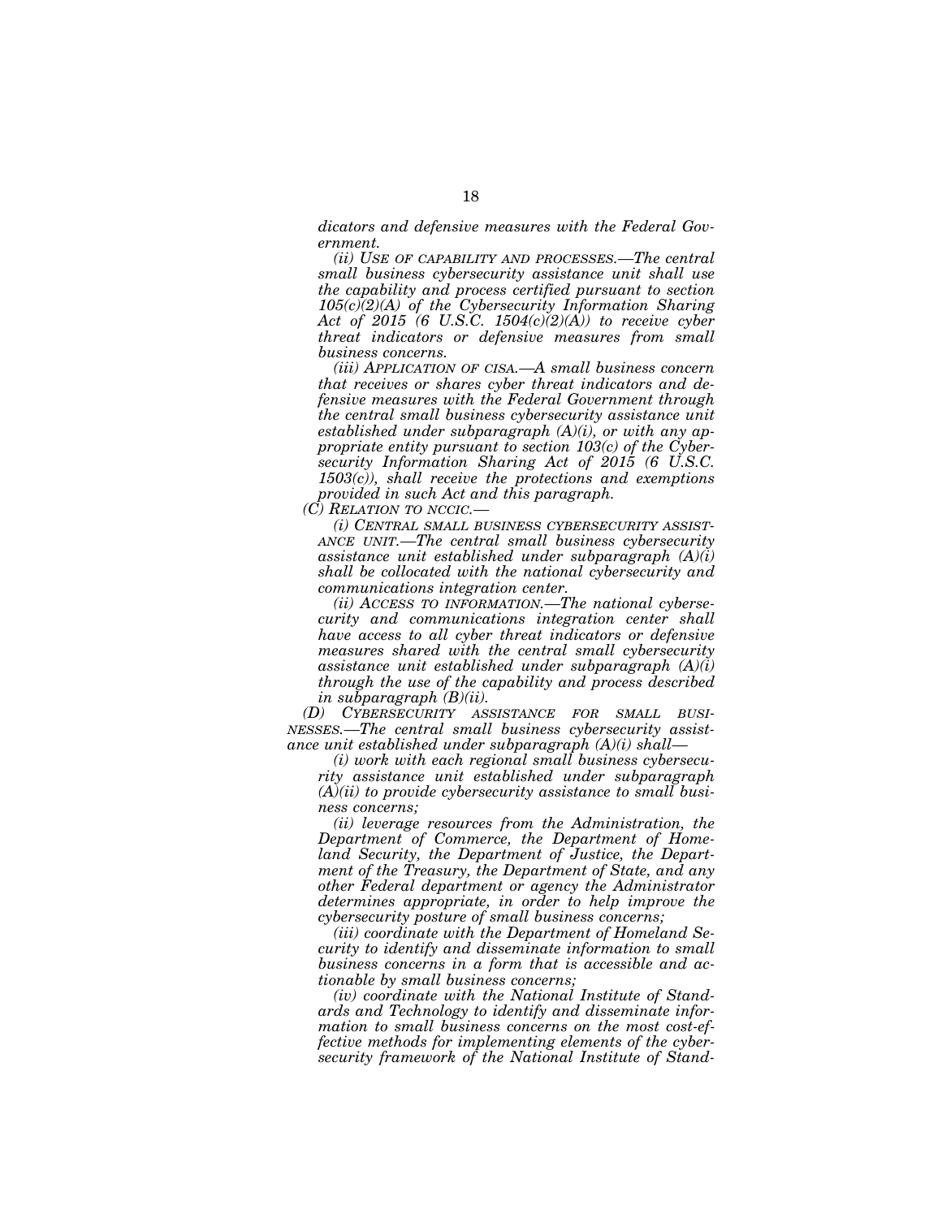*dicators and defensive measures with the Federal Government.*

*(ii) USE OF CAPABILITY AND PROCESSES.—The central small business cybersecurity assistance unit shall use the capability and process certified pursuant to section 105(c)(2)(A) of the Cybersecurity Information Sharing Act of 2015 (6 U.S.C. 1504(c)(2)(A)) to receive cyber threat indicators or defensive measures from small business concerns.*

*(iii) APPLICATION OF CISA.—A small business concern that receives or shares cyber threat indicators and defensive measures with the Federal Government through the central small business cybersecurity assistance unit established under subparagraph (A)(i), or with any appropriate entity pursuant to section 103(c) of the Cybersecurity Information Sharing Act of 2015 (6 U.S.C. 1503(c)), shall receive the protections and exemptions provided in such Act and this paragraph.*

*(C) RELATION TO NCCIC.—*

*(i) CENTRAL SMALL BUSINESS CYBERSECURITY ASSISTANCE UNIT.—The central small business cybersecurity assistance unit established under subparagraph (A)(i) shall be collocated with the national cybersecurity and communications integration center.*

*(ii) ACCESS TO INFORMATION.—The national cybersecurity and communications integration center shall have access to all cyber threat indicators or defensive measures shared with the central small cybersecurity assistance unit established under subparagraph (A)(i) through the use of the capability and process described in subparagraph (B)(ii).*

*(D) CYBERSECURITY ASSISTANCE FOR SMALL BUSINESSES.—The central small business cybersecurity assistance unit established under subparagraph (A)(i) shall—*

*(i) work with each regional small business cybersecurity assistance unit established under subparagraph (A)(ii) to provide cybersecurity assistance to small business concerns;*

*(ii) leverage resources from the Administration, the Department of Commerce, the Department of Homeland Security, the Department of Justice, the Department of the Treasury, the Department of State, and any other Federal department or agency the Administrator determines appropriate, in order to help improve the cybersecurity posture of small business concerns;*

*(iii) coordinate with the Department of Homeland Security to identify and disseminate information to small business concerns in a form that is accessible and actionable by small business concerns;*

*(iv) coordinate with the National Institute of Standards and Technology to identify and disseminate information to small business concerns on the most cost-effective methods for implementing elements of the cybersecurity framework of the National Institute of Stand-*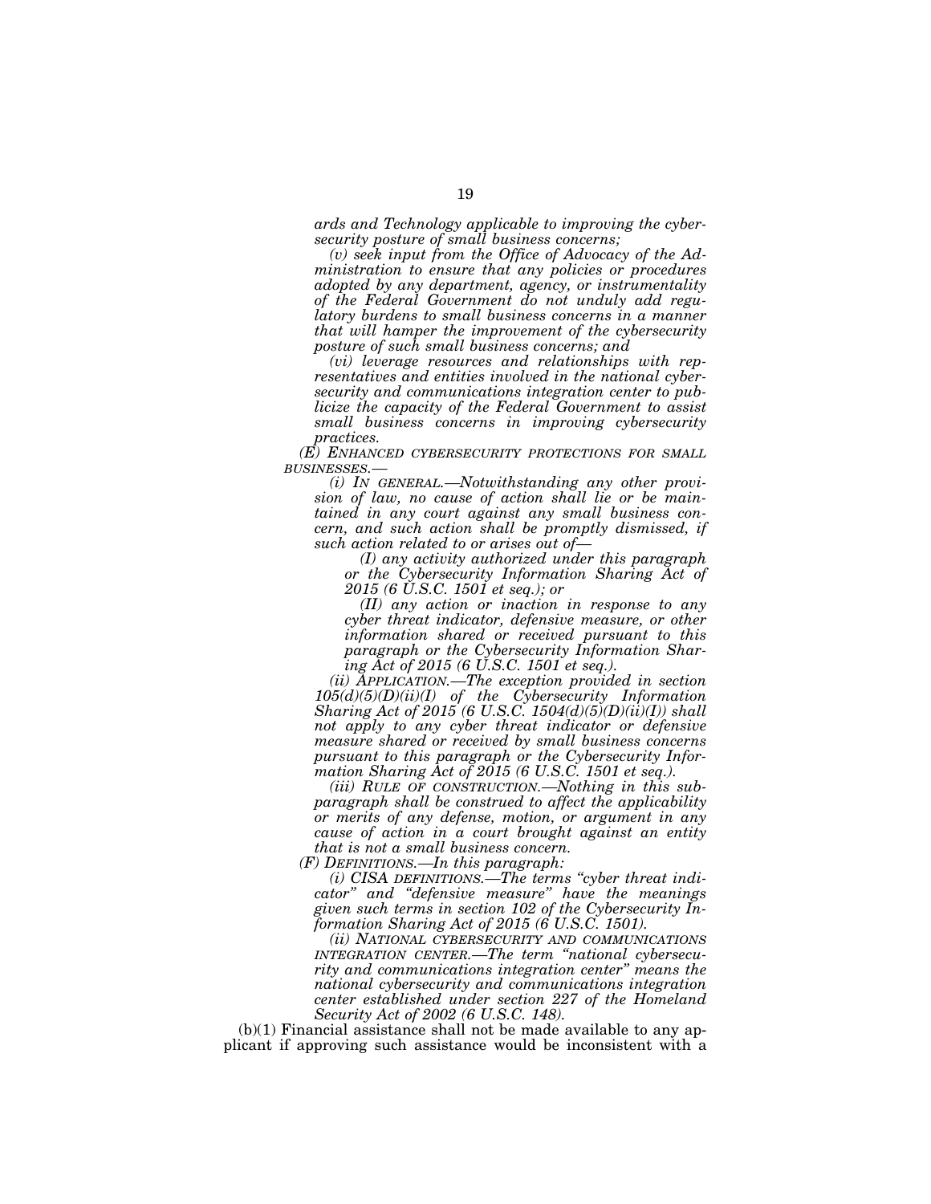*ards and Technology applicable to improving the cybersecurity posture of small business concerns;*

*(v) seek input from the Office of Advocacy of the Administration to ensure that any policies or procedures adopted by any department, agency, or instrumentality of the Federal Government do not unduly add regulatory burdens to small business concerns in a manner that will hamper the improvement of the cybersecurity posture of such small business concerns; and*

*(vi) leverage resources and relationships with representatives and entities involved in the national cybersecurity and communications integration center to publicize the capacity of the Federal Government to assist small business concerns in improving cybersecurity practices.*

*(E) ENHANCED CYBERSECURITY PROTECTIONS FOR SMALL BUSINESSES.—*

*(i) IN GENERAL.—Notwithstanding any other provision of law, no cause of action shall lie or be maintained in any court against any small business concern, and such action shall be promptly dismissed, if such action related to or arises out of—*

*(I) any activity authorized under this paragraph or the Cybersecurity Information Sharing Act of 2015 (6 U.S.C. 1501 et seq.); or*

*(II) any action or inaction in response to any cyber threat indicator, defensive measure, or other information shared or received pursuant to this paragraph or the Cybersecurity Information Sharing Act of 2015 (6 U.S.C. 1501 et seq.).*

*(ii) APPLICATION.—The exception provided in section 105(d)(5)(D)(ii)(I) of the Cybersecurity Information Sharing Act of 2015 (6 U.S.C. 1504(d)(5)(D)(ii)(I)) shall not apply to any cyber threat indicator or defensive measure shared or received by small business concerns pursuant to this paragraph or the Cybersecurity Information Sharing Act of 2015 (6 U.S.C. 1501 et seq.).*

*(iii) RULE OF CONSTRUCTION.—Nothing in this subparagraph shall be construed to affect the applicability or merits of any defense, motion, or argument in any cause of action in a court brought against an entity that is not a small business concern.*

*(F) DEFINITIONS.—In this paragraph:*

*(i) CISA DEFINITIONS.—The terms "cyber threat indicator" and "defensive measure" have the meanings given such terms in section 102 of the Cybersecurity Information Sharing Act of 2015 (6 U.S.C. 1501).*

*(ii) NATIONAL CYBERSECURITY AND COMMUNICATIONS INTEGRATION CENTER.—The term "national cybersecurity and communications integration center" means the national cybersecurity and communications integration center established under section 227 of the Homeland Security Act of 2002 (6 U.S.C. 148).*

(b)(1) Financial assistance shall not be made available to any applicant if approving such assistance would be inconsistent with a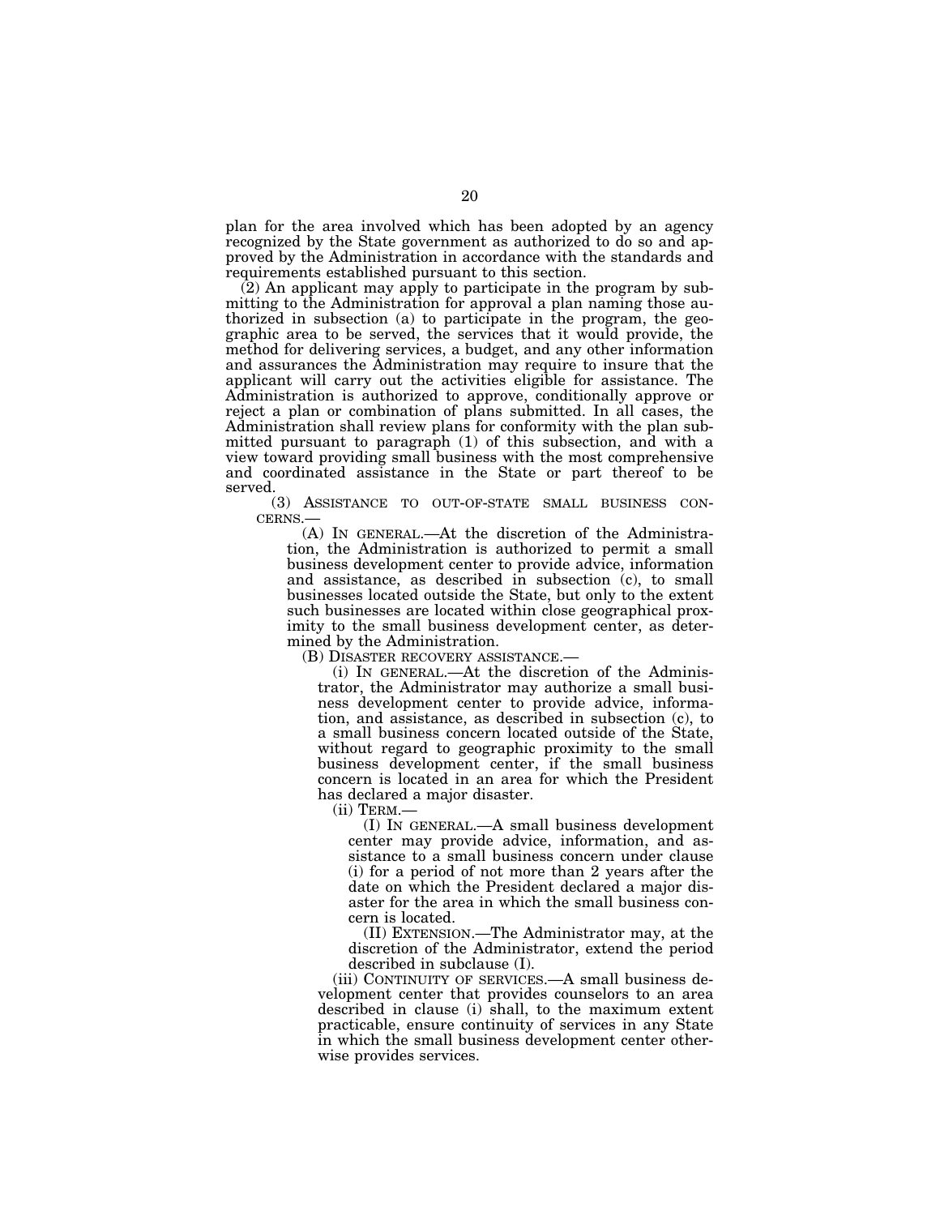plan for the area involved which has been adopted by an agency recognized by the State government as authorized to do so and approved by the Administration in accordance with the standards and requirements established pursuant to this section.

(2) An applicant may apply to participate in the program by submitting to the Administration for approval a plan naming those authorized in subsection (a) to participate in the program, the geographic area to be served, the services that it would provide, the method for delivering services, a budget, and any other information and assurances the Administration may require to insure that the applicant will carry out the activities eligible for assistance. The Administration is authorized to approve, conditionally approve or reject a plan or combination of plans submitted. In all cases, the Administration shall review plans for conformity with the plan submitted pursuant to paragraph (1) of this subsection, and with a view toward providing small business with the most comprehensive and coordinated assistance in the State or part thereof to be served.

(3) ASSISTANCE TO OUT-OF-STATE SMALL BUSINESS CONCERNS.—

(A) IN GENERAL.—At the discretion of the Administration, the Administration is authorized to permit a small business development center to provide advice, information and assistance, as described in subsection (c), to small businesses located outside the State, but only to the extent such businesses are located within close geographical proximity to the small business development center, as determined by the Administration.

(B) DISASTER RECOVERY ASSISTANCE.—

(i) IN GENERAL.—At the discretion of the Administrator, the Administrator may authorize a small business development center to provide advice, information, and assistance, as described in subsection (c), to a small business concern located outside of the State, without regard to geographic proximity to the small business development center, if the small business concern is located in an area for which the President has declared a major disaster.

(ii) TERM.—

(I) IN GENERAL.—A small business development center may provide advice, information, and assistance to a small business concern under clause (i) for a period of not more than 2 years after the date on which the President declared a major disaster for the area in which the small business concern is located.

(II) EXTENSION.—The Administrator may, at the discretion of the Administrator, extend the period described in subclause (I).

(iii) CONTINUITY OF SERVICES.—A small business development center that provides counselors to an area described in clause (i) shall, to the maximum extent practicable, ensure continuity of services in any State in which the small business development center otherwise provides services.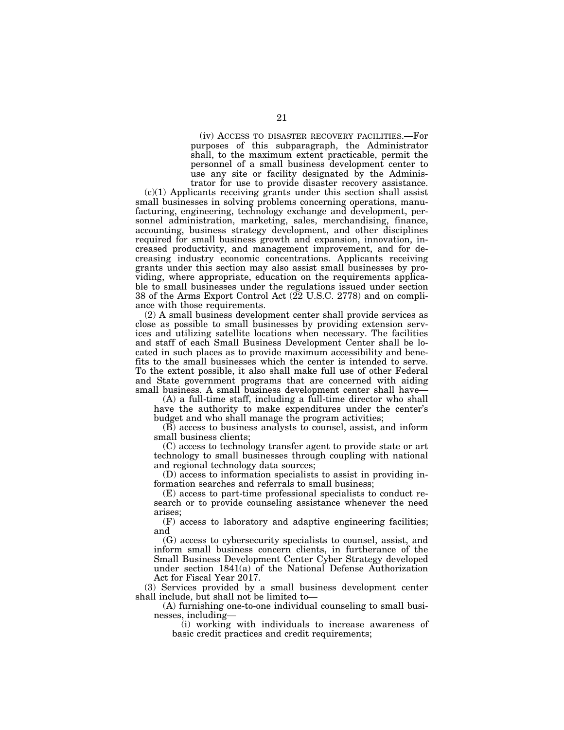(iv) ACCESS TO DISASTER RECOVERY FACILITIES.—For purposes of this subparagraph, the Administrator shall, to the maximum extent practicable, permit the personnel of a small business development center to use any site or facility designated by the Administrator for use to provide disaster recovery assistance.

(c)(1) Applicants receiving grants under this section shall assist small businesses in solving problems concerning operations, manufacturing, engineering, technology exchange and development, personnel administration, marketing, sales, merchandising, finance, accounting, business strategy development, and other disciplines required for small business growth and expansion, innovation, increased productivity, and management improvement, and for decreasing industry economic concentrations. Applicants receiving grants under this section may also assist small businesses by providing, where appropriate, education on the requirements applicable to small businesses under the regulations issued under section 38 of the Arms Export Control Act (22 U.S.C. 2778) and on compliance with those requirements.

(2) A small business development center shall provide services as close as possible to small businesses by providing extension services and utilizing satellite locations when necessary. The facilities and staff of each Small Business Development Center shall be located in such places as to provide maximum accessibility and benefits to the small businesses which the center is intended to serve. To the extent possible, it also shall make full use of other Federal and State government programs that are concerned with aiding small business. A small business development center shall have—

(A) a full-time staff, including a full-time director who shall have the authority to make expenditures under the center's budget and who shall manage the program activities;

(B) access to business analysts to counsel, assist, and inform small business clients;

(C) access to technology transfer agent to provide state or art technology to small businesses through coupling with national and regional technology data sources;

(D) access to information specialists to assist in providing information searches and referrals to small business;

(E) access to part-time professional specialists to conduct research or to provide counseling assistance whenever the need arises;

(F) access to laboratory and adaptive engineering facilities; and

(G) access to cybersecurity specialists to counsel, assist, and inform small business concern clients, in furtherance of the Small Business Development Center Cyber Strategy developed under section 1841(a) of the National Defense Authorization Act for Fiscal Year 2017.

(3) Services provided by a small business development center shall include, but shall not be limited to—

(A) furnishing one-to-one individual counseling to small businesses, including—

(i) working with individuals to increase awareness of basic credit practices and credit requirements;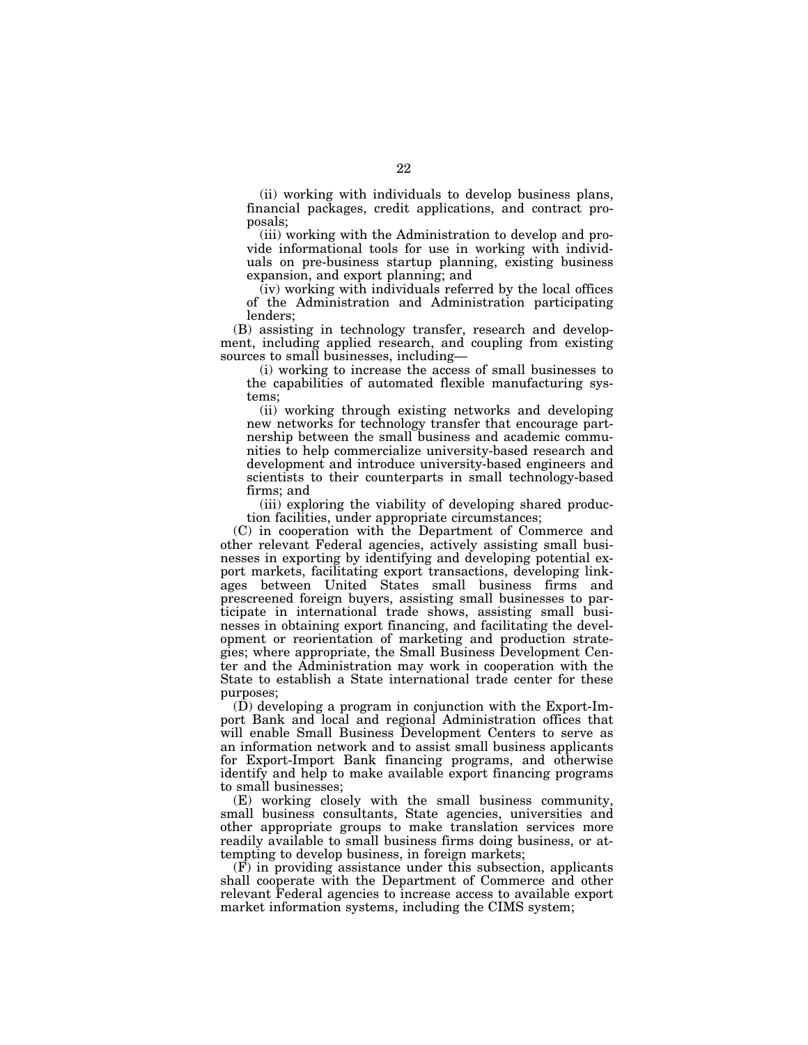(ii) working with individuals to develop business plans, financial packages, credit applications, and contract proposals;

(iii) working with the Administration to develop and provide informational tools for use in working with individuals on pre-business startup planning, existing business expansion, and export planning; and

(iv) working with individuals referred by the local offices of the Administration and Administration participating lenders;

(B) assisting in technology transfer, research and development, including applied research, and coupling from existing sources to small businesses, including—

(i) working to increase the access of small businesses to the capabilities of automated flexible manufacturing systems;

(ii) working through existing networks and developing new networks for technology transfer that encourage partnership between the small business and academic communities to help commercialize university-based research and development and introduce university-based engineers and scientists to their counterparts in small technology-based firms; and

(iii) exploring the viability of developing shared production facilities, under appropriate circumstances;

(C) in cooperation with the Department of Commerce and other relevant Federal agencies, actively assisting small businesses in exporting by identifying and developing potential export markets, facilitating export transactions, developing linkages between United States small business firms and prescreened foreign buyers, assisting small businesses to participate in international trade shows, assisting small businesses in obtaining export financing, and facilitating the development or reorientation of marketing and production strategies; where appropriate, the Small Business Development Center and the Administration may work in cooperation with the State to establish a State international trade center for these purposes;

(D) developing a program in conjunction with the Export-Import Bank and local and regional Administration offices that will enable Small Business Development Centers to serve as an information network and to assist small business applicants for Export-Import Bank financing programs, and otherwise identify and help to make available export financing programs to small businesses;

(E) working closely with the small business community, small business consultants, State agencies, universities and other appropriate groups to make translation services more readily available to small business firms doing business, or attempting to develop business, in foreign markets;

(F) in providing assistance under this subsection, applicants shall cooperate with the Department of Commerce and other relevant Federal agencies to increase access to available export market information systems, including the CIMS system;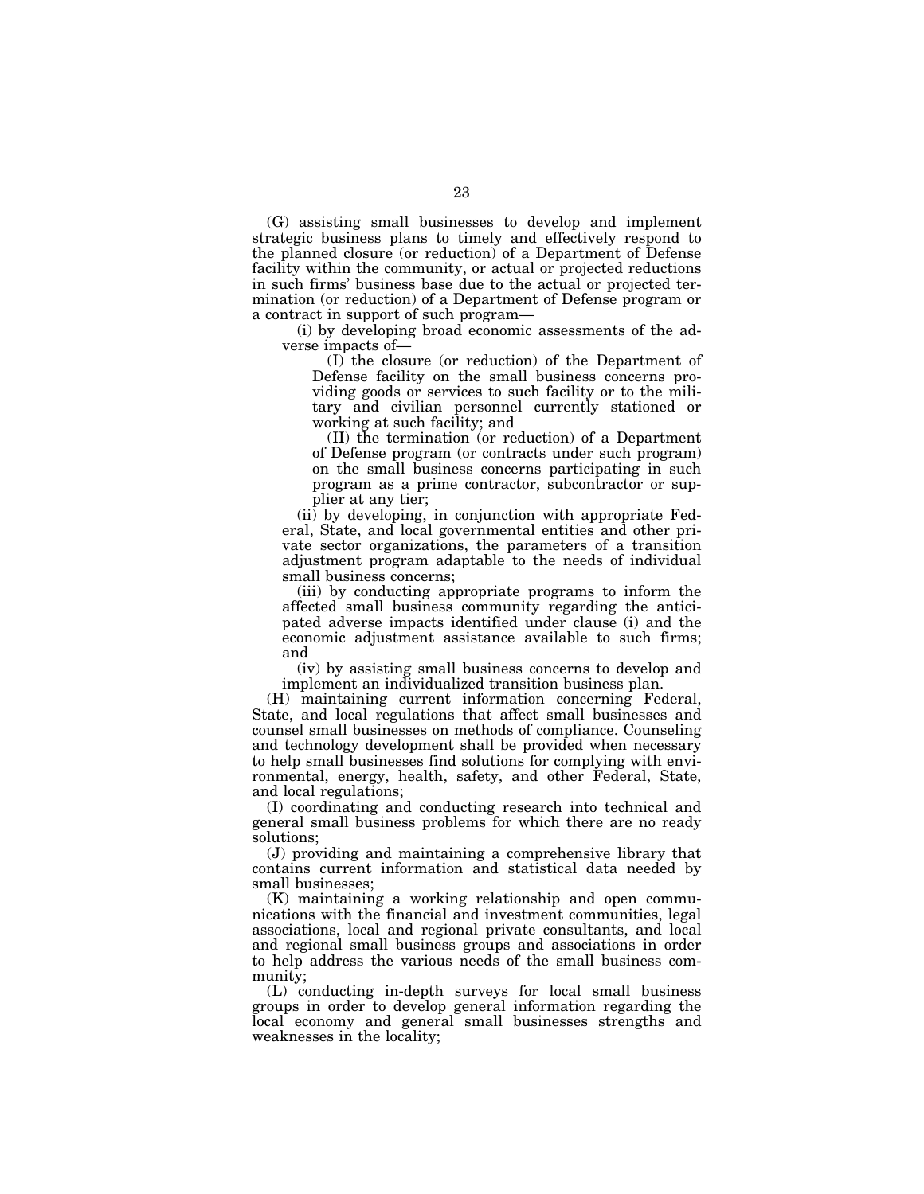(G) assisting small businesses to develop and implement strategic business plans to timely and effectively respond to the planned closure (or reduction) of a Department of Defense facility within the community, or actual or projected reductions in such firms' business base due to the actual or projected termination (or reduction) of a Department of Defense program or a contract in support of such program—

(i) by developing broad economic assessments of the adverse impacts of—

(I) the closure (or reduction) of the Department of Defense facility on the small business concerns providing goods or services to such facility or to the military and civilian personnel currently stationed or working at such facility; and

(II) the termination (or reduction) of a Department of Defense program (or contracts under such program) on the small business concerns participating in such program as a prime contractor, subcontractor or supplier at any tier;

(ii) by developing, in conjunction with appropriate Federal, State, and local governmental entities and other private sector organizations, the parameters of a transition adjustment program adaptable to the needs of individual small business concerns;

(iii) by conducting appropriate programs to inform the affected small business community regarding the anticipated adverse impacts identified under clause (i) and the economic adjustment assistance available to such firms; and

(iv) by assisting small business concerns to develop and implement an individualized transition business plan.

(H) maintaining current information concerning Federal, State, and local regulations that affect small businesses and counsel small businesses on methods of compliance. Counseling and technology development shall be provided when necessary to help small businesses find solutions for complying with environmental, energy, health, safety, and other Federal, State, and local regulations;

(I) coordinating and conducting research into technical and general small business problems for which there are no ready solutions;

(J) providing and maintaining a comprehensive library that contains current information and statistical data needed by small businesses;

(K) maintaining a working relationship and open communications with the financial and investment communities, legal associations, local and regional private consultants, and local and regional small business groups and associations in order to help address the various needs of the small business community;

(L) conducting in-depth surveys for local small business groups in order to develop general information regarding the local economy and general small businesses strengths and weaknesses in the locality;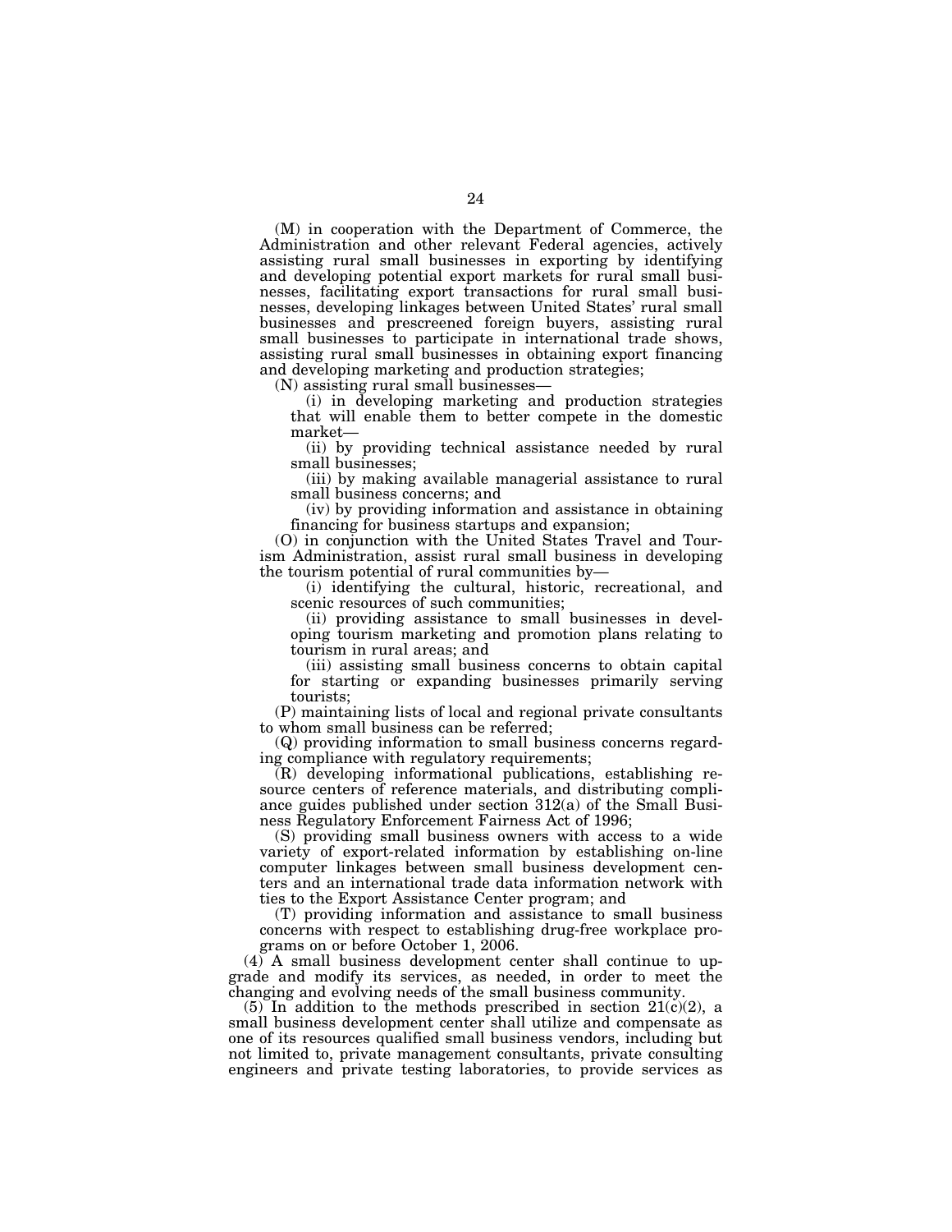(M) in cooperation with the Department of Commerce, the Administration and other relevant Federal agencies, actively assisting rural small businesses in exporting by identifying and developing potential export markets for rural small businesses, facilitating export transactions for rural small businesses, developing linkages between United States' rural small businesses and prescreened foreign buyers, assisting rural small businesses to participate in international trade shows, assisting rural small businesses in obtaining export financing and developing marketing and production strategies;

(N) assisting rural small businesses—

(i) in developing marketing and production strategies that will enable them to better compete in the domestic market—

(ii) by providing technical assistance needed by rural small businesses;

(iii) by making available managerial assistance to rural small business concerns; and

(iv) by providing information and assistance in obtaining financing for business startups and expansion;

(O) in conjunction with the United States Travel and Tourism Administration, assist rural small business in developing the tourism potential of rural communities by—

(i) identifying the cultural, historic, recreational, and scenic resources of such communities;

(ii) providing assistance to small businesses in developing tourism marketing and promotion plans relating to tourism in rural areas; and

(iii) assisting small business concerns to obtain capital for starting or expanding businesses primarily serving tourists;

(P) maintaining lists of local and regional private consultants to whom small business can be referred;

(Q) providing information to small business concerns regarding compliance with regulatory requirements;

(R) developing informational publications, establishing resource centers of reference materials, and distributing compliance guides published under section 312(a) of the Small Business Regulatory Enforcement Fairness Act of 1996;

(S) providing small business owners with access to a wide variety of export-related information by establishing on-line computer linkages between small business development centers and an international trade data information network with ties to the Export Assistance Center program; and

(T) providing information and assistance to small business concerns with respect to establishing drug-free workplace programs on or before October 1, 2006.

(4) A small business development center shall continue to upgrade and modify its services, as needed, in order to meet the changing and evolving needs of the small business community.

(5) In addition to the methods prescribed in section 21(c)(2), a small business development center shall utilize and compensate as one of its resources qualified small business vendors, including but not limited to, private management consultants, private consulting engineers and private testing laboratories, to provide services as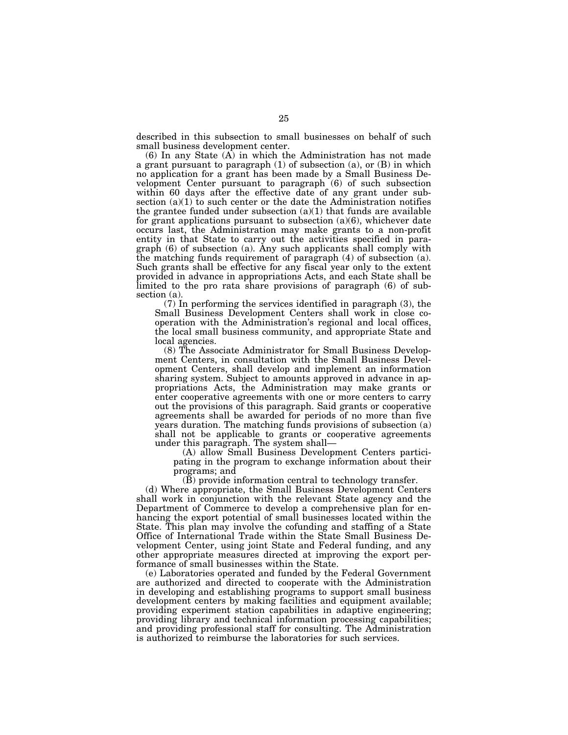described in this subsection to small businesses on behalf of such small business development center.

(6) In any State (A) in which the Administration has not made a grant pursuant to paragraph (1) of subsection (a), or (B) in which no application for a grant has been made by a Small Business Development Center pursuant to paragraph (6) of such subsection within 60 days after the effective date of any grant under subsection (a)(1) to such center or the date the Administration notifies the grantee funded under subsection (a)(1) that funds are available for grant applications pursuant to subsection (a)(6), whichever date occurs last, the Administration may make grants to a non-profit entity in that State to carry out the activities specified in paragraph (6) of subsection (a). Any such applicants shall comply with the matching funds requirement of paragraph (4) of subsection (a). Such grants shall be effective for any fiscal year only to the extent provided in advance in appropriations Acts, and each State shall be limited to the pro rata share provisions of paragraph (6) of subsection (a).

(7) In performing the services identified in paragraph (3), the Small Business Development Centers shall work in close cooperation with the Administration's regional and local offices, the local small business community, and appropriate State and local agencies.

(8) The Associate Administrator for Small Business Development Centers, in consultation with the Small Business Development Centers, shall develop and implement an information sharing system. Subject to amounts approved in advance in appropriations Acts, the Administration may make grants or enter cooperative agreements with one or more centers to carry out the provisions of this paragraph. Said grants or cooperative agreements shall be awarded for periods of no more than five years duration. The matching funds provisions of subsection (a) shall not be applicable to grants or cooperative agreements under this paragraph. The system shall—

(A) allow Small Business Development Centers participating in the program to exchange information about their programs; and

(B) provide information central to technology transfer.

(d) Where appropriate, the Small Business Development Centers shall work in conjunction with the relevant State agency and the Department of Commerce to develop a comprehensive plan for enhancing the export potential of small businesses located within the State. This plan may involve the cofunding and staffing of a State Office of International Trade within the State Small Business Development Center, using joint State and Federal funding, and any other appropriate measures directed at improving the export performance of small businesses within the State.

(e) Laboratories operated and funded by the Federal Government are authorized and directed to cooperate with the Administration in developing and establishing programs to support small business development centers by making facilities and equipment available; providing experiment station capabilities in adaptive engineering; providing library and technical information processing capabilities; and providing professional staff for consulting. The Administration is authorized to reimburse the laboratories for such services.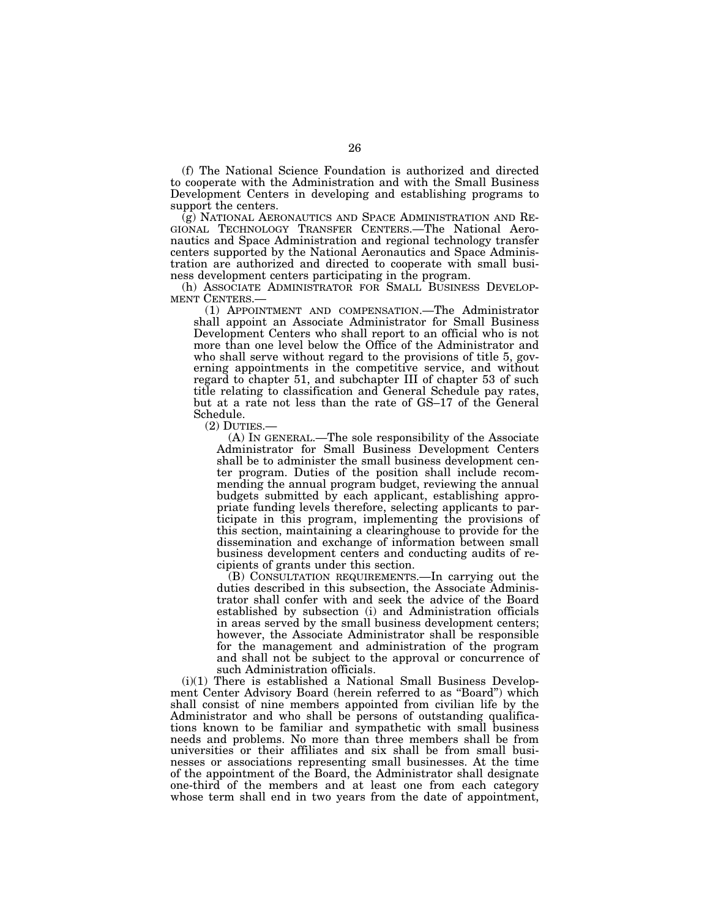(f) The National Science Foundation is authorized and directed to cooperate with the Administration and with the Small Business Development Centers in developing and establishing programs to support the centers.

(g) NATIONAL AERONAUTICS AND SPACE ADMINISTRATION AND REGIONAL TECHNOLOGY TRANSFER CENTERS.—The National Aeronautics and Space Administration and regional technology transfer centers supported by the National Aeronautics and Space Administration are authorized and directed to cooperate with small business development centers participating in the program.

(h) ASSOCIATE ADMINISTRATOR FOR SMALL BUSINESS DEVELOPMENT CENTERS.—

(1) APPOINTMENT AND COMPENSATION.—The Administrator shall appoint an Associate Administrator for Small Business Development Centers who shall report to an official who is not more than one level below the Office of the Administrator and who shall serve without regard to the provisions of title 5, governing appointments in the competitive service, and without regard to chapter 51, and subchapter III of chapter 53 of such title relating to classification and General Schedule pay rates, but at a rate not less than the rate of GS–17 of the General Schedule.

(2) DUTIES.—

(A) IN GENERAL.—The sole responsibility of the Associate Administrator for Small Business Development Centers shall be to administer the small business development center program. Duties of the position shall include recommending the annual program budget, reviewing the annual budgets submitted by each applicant, establishing appropriate funding levels therefore, selecting applicants to participate in this program, implementing the provisions of this section, maintaining a clearinghouse to provide for the dissemination and exchange of information between small business development centers and conducting audits of recipients of grants under this section.

(B) CONSULTATION REQUIREMENTS.—In carrying out the duties described in this subsection, the Associate Administrator shall confer with and seek the advice of the Board established by subsection (i) and Administration officials in areas served by the small business development centers; however, the Associate Administrator shall be responsible for the management and administration of the program and shall not be subject to the approval or concurrence of such Administration officials.

(i)(1) There is established a National Small Business Development Center Advisory Board (herein referred to as "Board") which shall consist of nine members appointed from civilian life by the Administrator and who shall be persons of outstanding qualifications known to be familiar and sympathetic with small business needs and problems. No more than three members shall be from universities or their affiliates and six shall be from small businesses or associations representing small businesses. At the time of the appointment of the Board, the Administrator shall designate one-third of the members and at least one from each category whose term shall end in two years from the date of appointment,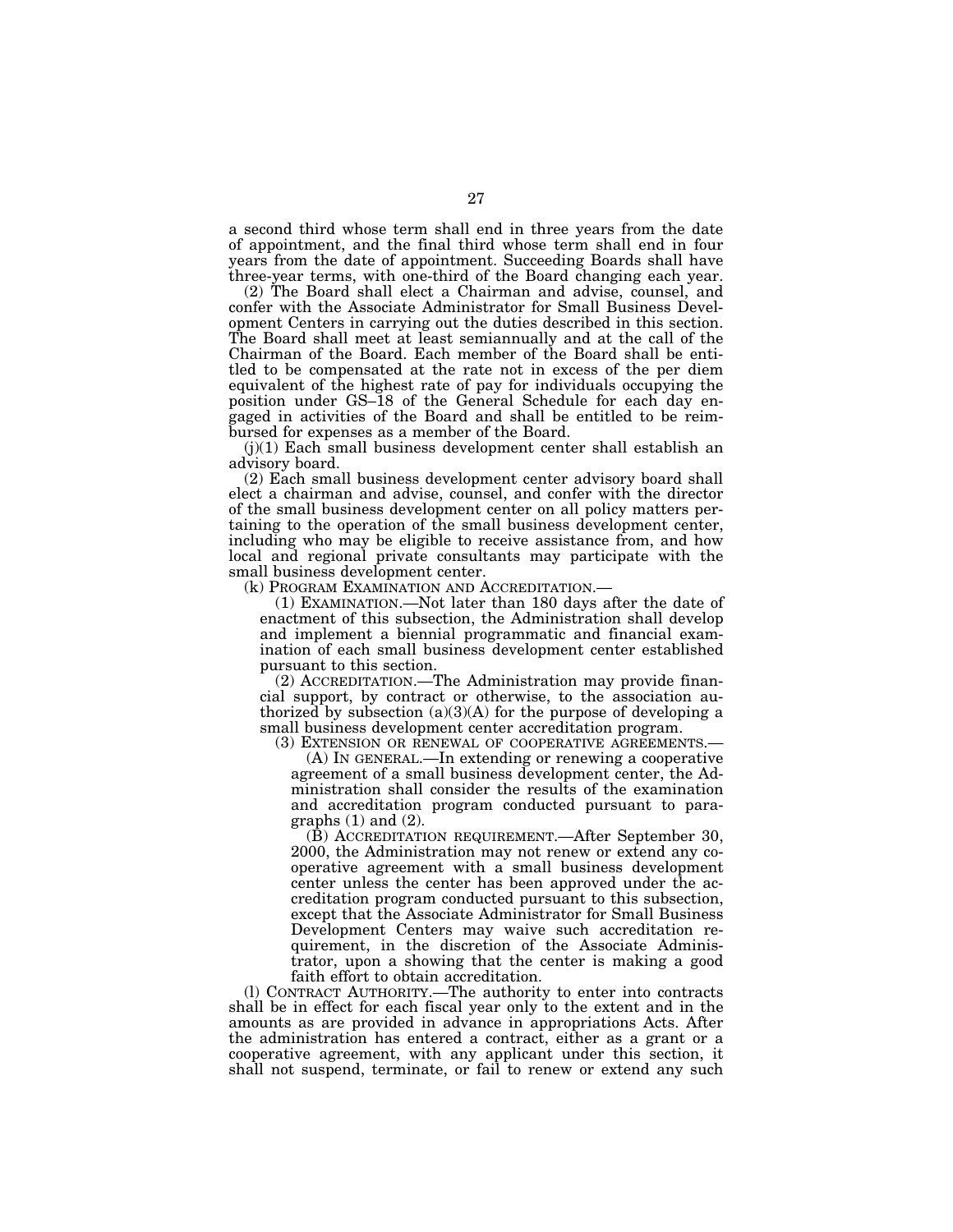a second third whose term shall end in three years from the date of appointment, and the final third whose term shall end in four years from the date of appointment. Succeeding Boards shall have three-year terms, with one-third of the Board changing each year.

(2) The Board shall elect a Chairman and advise, counsel, and confer with the Associate Administrator for Small Business Development Centers in carrying out the duties described in this section. The Board shall meet at least semiannually and at the call of the Chairman of the Board. Each member of the Board shall be entitled to be compensated at the rate not in excess of the per diem equivalent of the highest rate of pay for individuals occupying the position under GS–18 of the General Schedule for each day engaged in activities of the Board and shall be entitled to be reimbursed for expenses as a member of the Board.

(j)(1) Each small business development center shall establish an advisory board.

(2) Each small business development center advisory board shall elect a chairman and advise, counsel, and confer with the director of the small business development center on all policy matters pertaining to the operation of the small business development center, including who may be eligible to receive assistance from, and how local and regional private consultants may participate with the small business development center.

(k) PROGRAM EXAMINATION AND ACCREDITATION.—

(1) EXAMINATION.—Not later than 180 days after the date of enactment of this subsection, the Administration shall develop and implement a biennial programmatic and financial examination of each small business development center established pursuant to this section.

(2) ACCREDITATION.—The Administration may provide financial support, by contract or otherwise, to the association authorized by subsection (a)(3)(A) for the purpose of developing a small business development center accreditation program.

(3) EXTENSION OR RENEWAL OF COOPERATIVE AGREEMENTS.—

(A) IN GENERAL.—In extending or renewing a cooperative agreement of a small business development center, the Administration shall consider the results of the examination and accreditation program conducted pursuant to paragraphs (1) and (2).

(B) ACCREDITATION REQUIREMENT.—After September 30, 2000, the Administration may not renew or extend any cooperative agreement with a small business development center unless the center has been approved under the accreditation program conducted pursuant to this subsection, except that the Associate Administrator for Small Business Development Centers may waive such accreditation requirement, in the discretion of the Associate Administrator, upon a showing that the center is making a good faith effort to obtain accreditation.

(l) CONTRACT AUTHORITY.—The authority to enter into contracts shall be in effect for each fiscal year only to the extent and in the amounts as are provided in advance in appropriations Acts. After the administration has entered a contract, either as a grant or a cooperative agreement, with any applicant under this section, it shall not suspend, terminate, or fail to renew or extend any such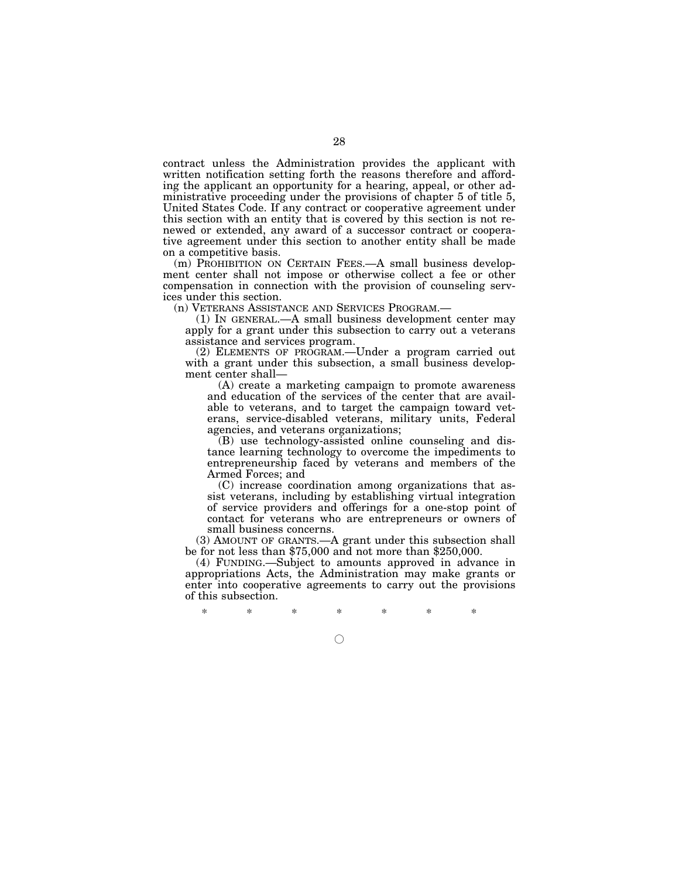contract unless the Administration provides the applicant with written notification setting forth the reasons therefore and affording the applicant an opportunity for a hearing, appeal, or other administrative proceeding under the provisions of chapter 5 of title 5, United States Code. If any contract or cooperative agreement under this section with an entity that is covered by this section is not renewed or extended, any award of a successor contract or cooperative agreement under this section to another entity shall be made on a competitive basis.

(m) PROHIBITION ON CERTAIN FEES.—A small business development center shall not impose or otherwise collect a fee or other compensation in connection with the provision of counseling services under this section.

(n) VETERANS ASSISTANCE AND SERVICES PROGRAM.—

(1) IN GENERAL.—A small business development center may apply for a grant under this subsection to carry out a veterans assistance and services program.

(2) ELEMENTS OF PROGRAM.—Under a program carried out with a grant under this subsection, a small business development center shall—

(A) create a marketing campaign to promote awareness and education of the services of the center that are available to veterans, and to target the campaign toward veterans, service-disabled veterans, military units, Federal agencies, and veterans organizations;

(B) use technology-assisted online counseling and distance learning technology to overcome the impediments to entrepreneurship faced by veterans and members of the Armed Forces; and

(C) increase coordination among organizations that assist veterans, including by establishing virtual integration of service providers and offerings for a one-stop point of contact for veterans who are entrepreneurs or owners of small business concerns.

(3) AMOUNT OF GRANTS.—A grant under this subsection shall be for not less than $75,000 and not more than $250,000.

(4) FUNDING.—Subject to amounts approved in advance in appropriations Acts, the Administration may make grants or enter into cooperative agreements to carry out the provisions of this subsection.

\* \* \* \* \* \* \*